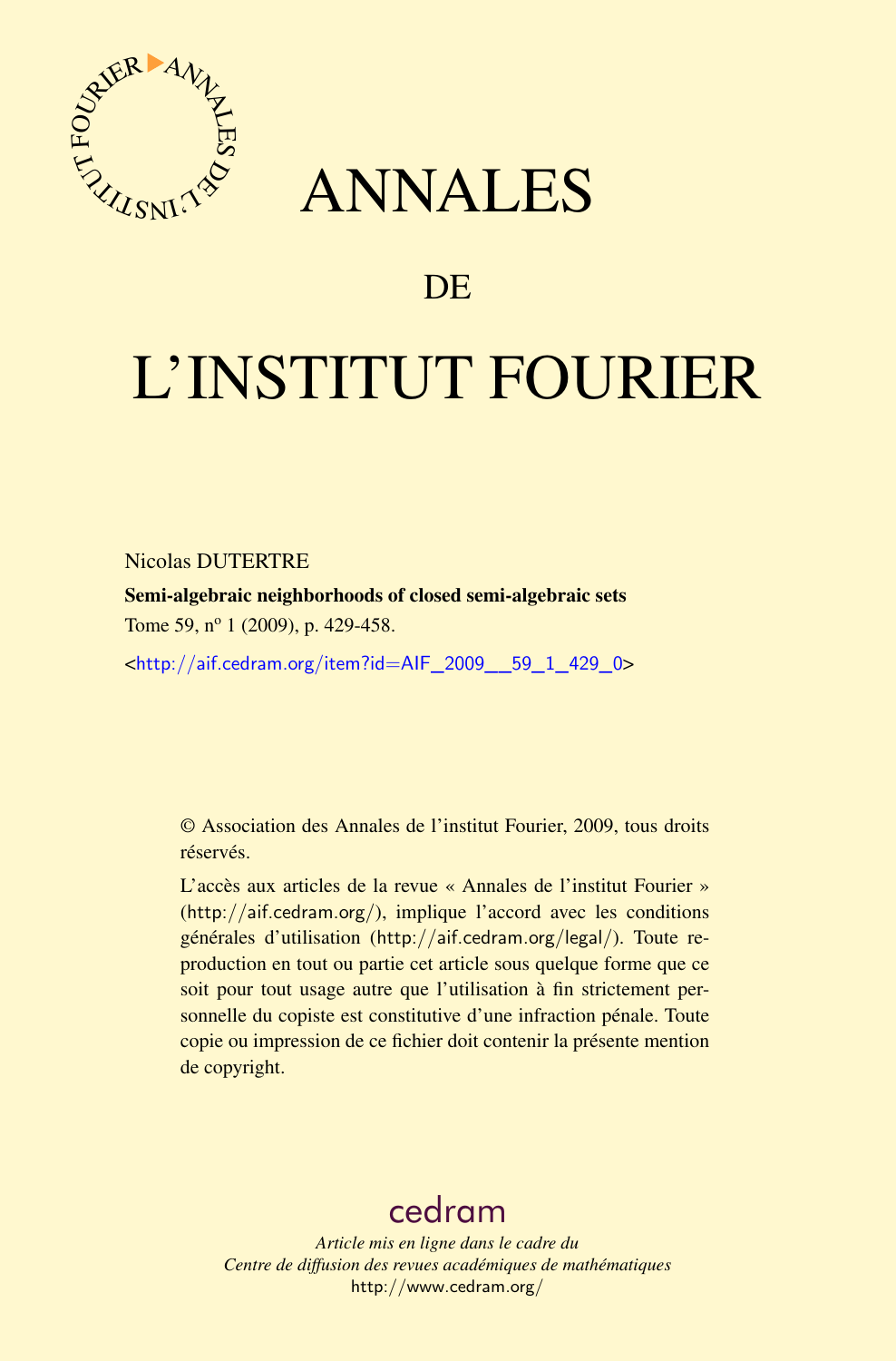# ANNALES

## DE

# L'INSTITUT FOURIER

Nicolas DUTERTRE

**Semi-algebraic neighborhoods of closed semi-algebraic sets**

Tome 59, nº 1 (2009), p. 429-458.

<http://aif.cedram.org/item?id=AIF_2009__59_1_429_0>

© Association des Annales de l'institut Fourier, 2009, tous droits réservés.

L'accès aux articles de la revue « Annales de l'institut Fourier » (http://aif.cedram.org/), implique l'accord avec les conditions générales d'utilisation (http://aif.cedram.org/legal/). Toute reproduction en tout ou partie cet article sous quelque forme que ce soit pour tout usage autre que l'utilisation à fin strictement personnelle du copiste est constitutive d'une infraction pénale. Toute copie ou impression de ce fichier doit contenir la présente mention de copyright.

cedram

*Article mis en ligne dans le cadre du*
*Centre de diffusion des revues académiques de mathématiques*
http://www.cedram.org/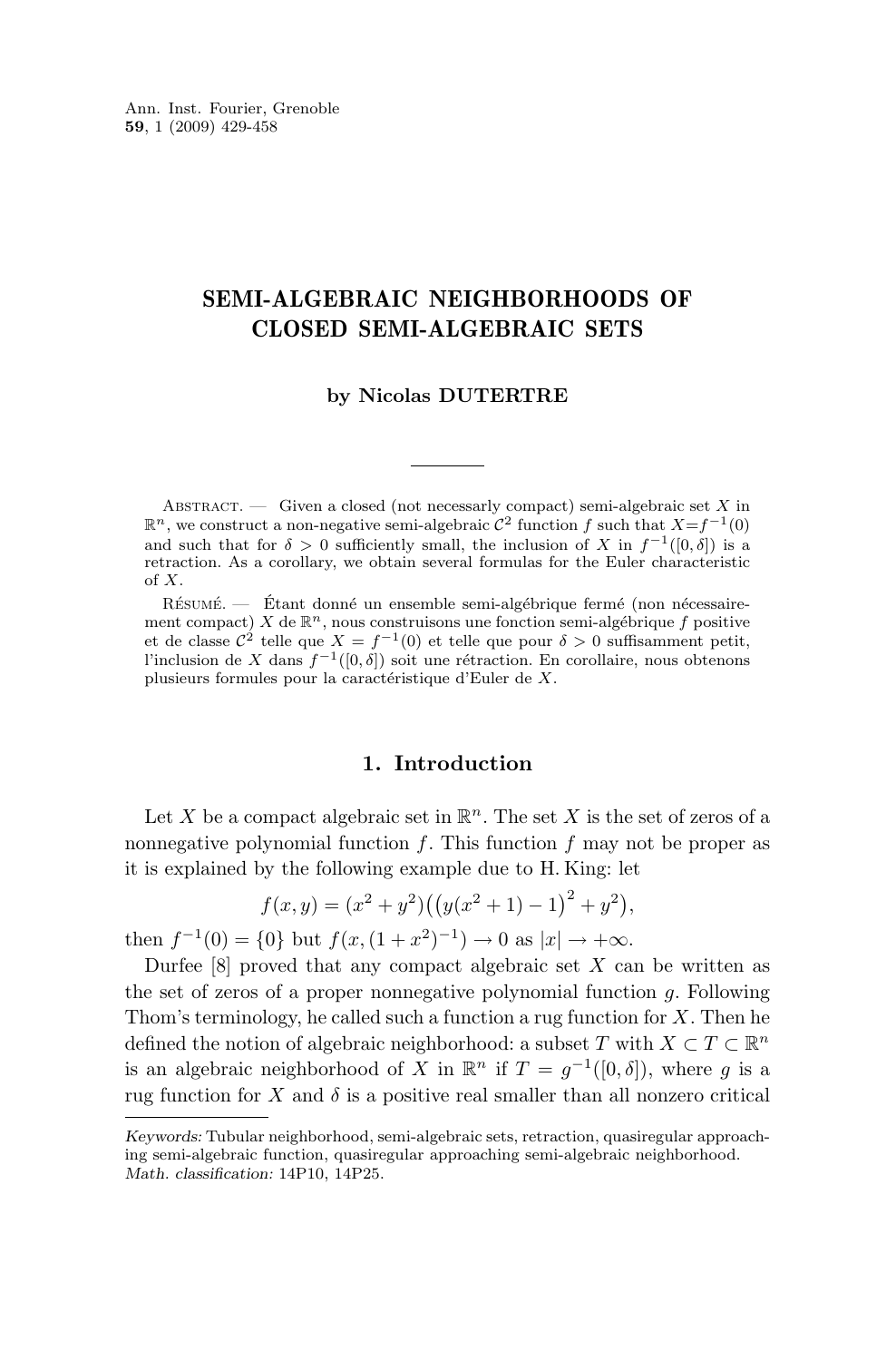# SEMI-ALGEBRAIC NEIGHBORHOODS OF CLOSED SEMI-ALGEBRAIC SETS

**by Nicolas DUTERTRE**

---

Abstract. — Given a closed (not necessarly compact) semi-algebraic set $X$ in $\mathbb{R}^n$, we construct a non-negative semi-algebraic $\mathcal{C}^2$ function $f$ such that $X=f^{-1}(0)$ and such that for $\delta > 0$ sufficiently small, the inclusion of $X$ in $f^{-1}([0,\delta])$ is a retraction. As a corollary, we obtain several formulas for the Euler characteristic of $X$.

Résumé. — Étant donné un ensemble semi-algébrique fermé (non nécessairement compact) $X$ de $\mathbb{R}^n$, nous construisons une fonction semi-algébrique $f$ positive et de classe $\mathcal{C}^2$ telle que $X = f^{-1}(0)$ et telle que pour $\delta > 0$ suffisamment petit, l'inclusion de $X$ dans $f^{-1}([0,\delta])$ soit une rétraction. En corollaire, nous obtenons plusieurs formules pour la caractéristique d'Euler de $X$.

## 1. Introduction

Let $X$ be a compact algebraic set in $\mathbb{R}^n$. The set $X$ is the set of zeros of a nonnegative polynomial function $f$. This function $f$ may not be proper as it is explained by the following example due to H. King: let

$$f(x,y) = (x^2+y^2)\big(\big(y(x^2+1)-1\big)^2+y^2\big),$$

then $f^{-1}(0) = \{0\}$ but $f(x,(1+x^2)^{-1}) \to 0$ as $|x| \to +\infty$.

Durfee [8] proved that any compact algebraic set $X$ can be written as the set of zeros of a proper nonnegative polynomial function $g$. Following Thom's terminology, he called such a function a rug function for $X$. Then he defined the notion of algebraic neighborhood: a subset $T$ with $X \subset T \subset \mathbb{R}^n$ is an algebraic neighborhood of $X$ in $\mathbb{R}^n$ if $T = g^{-1}([0,\delta])$, where $g$ is a rug function for $X$ and $\delta$ is a positive real smaller than all nonzero critical

---

*Keywords:* Tubular neighborhood, semi-algebraic sets, retraction, quasiregular approaching semi-algebraic function, quasiregular approaching semi-algebraic neighborhood.
*Math. classification:* 14P10, 14P25.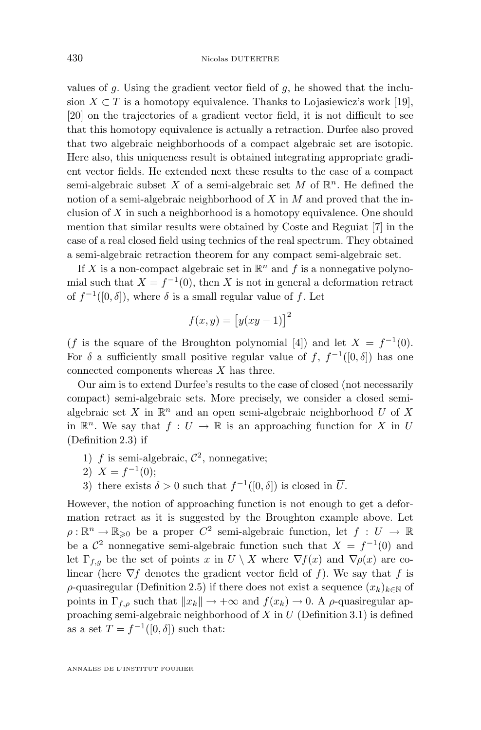values of $g$. Using the gradient vector field of $g$, he showed that the inclusion $X \subset T$ is a homotopy equivalence. Thanks to Lojasiewicz's work [19], [20] on the trajectories of a gradient vector field, it is not difficult to see that this homotopy equivalence is actually a retraction. Durfee also proved that two algebraic neighborhoods of a compact algebraic set are isotopic. Here also, this uniqueness result is obtained integrating appropriate gradient vector fields. He extended next these results to the case of a compact semi-algebraic subset $X$ of a semi-algebraic set $M$ of $\mathbb{R}^n$. He defined the notion of a semi-algebraic neighborhood of $X$ in $M$ and proved that the inclusion of $X$ in such a neighborhood is a homotopy equivalence. One should mention that similar results were obtained by Coste and Reguiat [7] in the case of a real closed field using technics of the real spectrum. They obtained a semi-algebraic retraction theorem for any compact semi-algebraic set.

If $X$ is a non-compact algebraic set in $\mathbb{R}^n$ and $f$ is a nonnegative polynomial such that $X = f^{-1}(0)$, then $X$ is not in general a deformation retract of $f^{-1}([0,\delta])$, where $\delta$ is a small regular value of $f$. Let

$$f(x,y) = \big[y(xy-1)\big]^2$$

($f$ is the square of the Broughton polynomial [4]) and let $X = f^{-1}(0)$. For $\delta$ a sufficiently small positive regular value of $f$, $f^{-1}([0,\delta])$ has one connected components whereas $X$ has three.

Our aim is to extend Durfee's results to the case of closed (not necessarily compact) semi-algebraic sets. More precisely, we consider a closed semi-algebraic set $X$ in $\mathbb{R}^n$ and an open semi-algebraic neighborhood $U$ of $X$ in $\mathbb{R}^n$. We say that $f : U \to \mathbb{R}$ is an approaching function for $X$ in $U$ (Definition 2.3) if

1) $f$ is semi-algebraic, $\mathcal{C}^2$, nonnegative;
2) $X = f^{-1}(0)$;
3) there exists $\delta > 0$ such that $f^{-1}([0,\delta])$ is closed in $\overline{U}$.

However, the notion of approaching function is not enough to get a deformation retract as it is suggested by the Broughton example above. Let $\rho : \mathbb{R}^n \to \mathbb{R}_{\geqslant 0}$ be a proper $C^2$ semi-algebraic function, let $f : U \to \mathbb{R}$ be a $\mathcal{C}^2$ nonnegative semi-algebraic function such that $X = f^{-1}(0)$ and let $\Gamma_{f,g}$ be the set of points $x$ in $U \setminus X$ where $\nabla f(x)$ and $\nabla \rho(x)$ are colinear (here $\nabla f$ denotes the gradient vector field of $f$). We say that $f$ is $\rho$-quasiregular (Definition 2.5) if there does not exist a sequence $(x_k)_{k\in\mathbb{N}}$ of points in $\Gamma_{f,\rho}$ such that $\|x_k\| \to +\infty$ and $f(x_k) \to 0$. A $\rho$-quasiregular approaching semi-algebraic neighborhood of $X$ in $U$ (Definition 3.1) is defined as a set $T = f^{-1}([0,\delta])$ such that: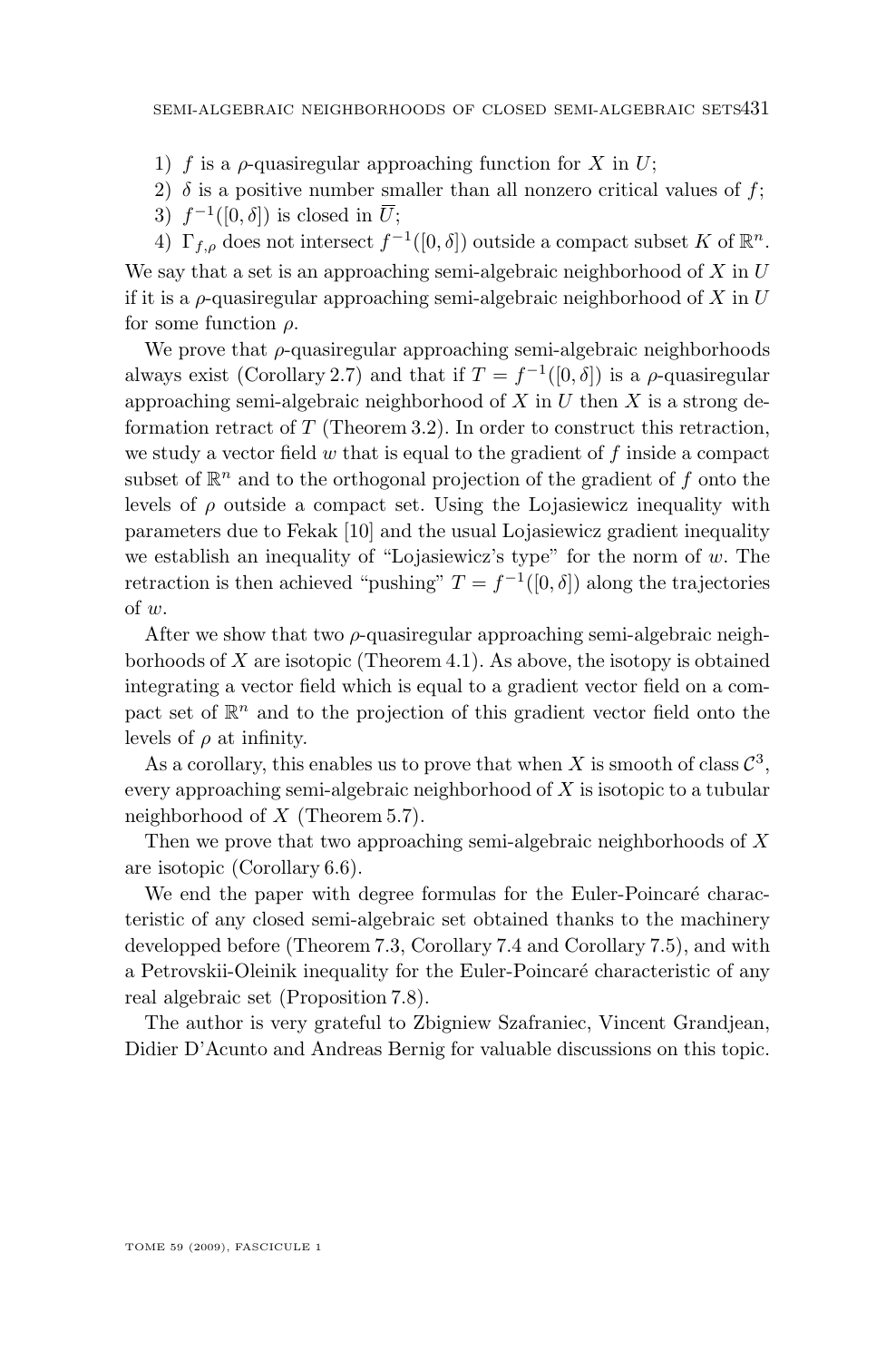1) $f$ is a $\rho$-quasiregular approaching function for $X$ in $U$;
2) $\delta$ is a positive number smaller than all nonzero critical values of $f$;
3) $f^{-1}([0,\delta])$ is closed in $\overline{U}$;
4) $\Gamma_{f,\rho}$ does not intersect $f^{-1}([0,\delta])$ outside a compact subset $K$ of $\mathbb{R}^n$.

We say that a set is an approaching semi-algebraic neighborhood of $X$ in $U$ if it is a $\rho$-quasiregular approaching semi-algebraic neighborhood of $X$ in $U$ for some function $\rho$.

We prove that $\rho$-quasiregular approaching semi-algebraic neighborhoods always exist (Corollary 2.7) and that if $T = f^{-1}([0,\delta])$ is a $\rho$-quasiregular approaching semi-algebraic neighborhood of $X$ in $U$ then $X$ is a strong deformation retract of $T$ (Theorem 3.2). In order to construct this retraction, we study a vector field $w$ that is equal to the gradient of $f$ inside a compact subset of $\mathbb{R}^n$ and to the orthogonal projection of the gradient of $f$ onto the levels of $\rho$ outside a compact set. Using the Lojasiewicz inequality with parameters due to Fekak [10] and the usual Lojasiewicz gradient inequality we establish an inequality of "Lojasiewicz's type" for the norm of $w$. The retraction is then achieved "pushing" $T = f^{-1}([0,\delta])$ along the trajectories of $w$.

After we show that two $\rho$-quasiregular approaching semi-algebraic neighborhoods of $X$ are isotopic (Theorem 4.1). As above, the isotopy is obtained integrating a vector field which is equal to a gradient vector field on a compact set of $\mathbb{R}^n$ and to the projection of this gradient vector field onto the levels of $\rho$ at infinity.

As a corollary, this enables us to prove that when $X$ is smooth of class $\mathcal{C}^3$, every approaching semi-algebraic neighborhood of $X$ is isotopic to a tubular neighborhood of $X$ (Theorem 5.7).

Then we prove that two approaching semi-algebraic neighborhoods of $X$ are isotopic (Corollary 6.6).

We end the paper with degree formulas for the Euler-Poincaré characteristic of any closed semi-algebraic set obtained thanks to the machinery developped before (Theorem 7.3, Corollary 7.4 and Corollary 7.5), and with a Petrovskii-Oleinik inequality for the Euler-Poincaré characteristic of any real algebraic set (Proposition 7.8).

The author is very grateful to Zbigniew Szafraniec, Vincent Grandjean, Didier D'Acunto and Andreas Bernig for valuable discussions on this topic.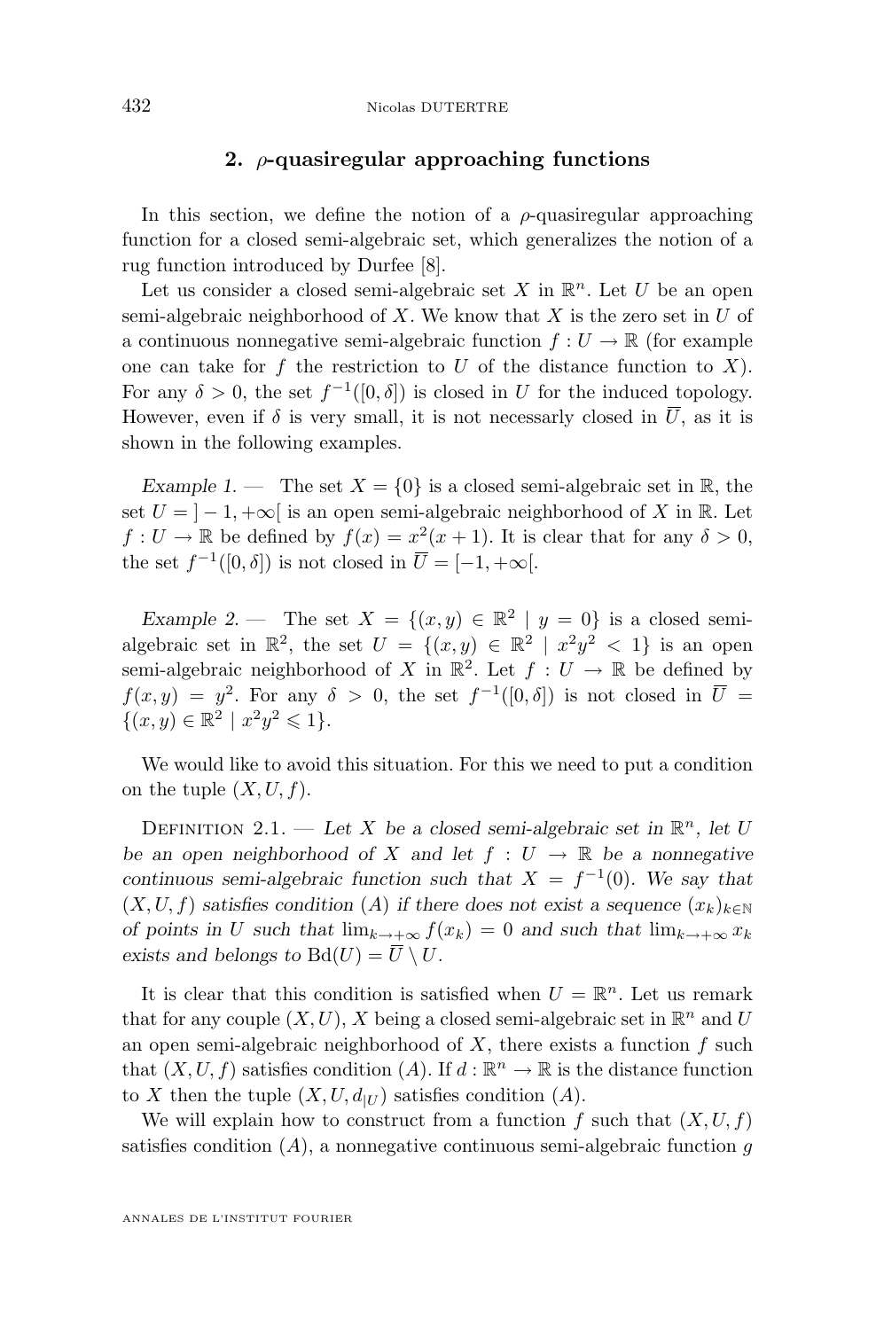## 2. $\rho$-quasiregular approaching functions

In this section, we define the notion of a $\rho$-quasiregular approaching function for a closed semi-algebraic set, which generalizes the notion of a rug function introduced by Durfee [8].

Let us consider a closed semi-algebraic set $X$ in $\mathbb{R}^n$. Let $U$ be an open semi-algebraic neighborhood of $X$. We know that $X$ is the zero set in $U$ of a continuous nonnegative semi-algebraic function $f : U \to \mathbb{R}$ (for example one can take for $f$ the restriction to $U$ of the distance function to $X$). For any $\delta > 0$, the set $f^{-1}([0, \delta])$ is closed in $U$ for the induced topology. However, even if $\delta$ is very small, it is not necessary closed in $\overline{U}$, as it is shown in the following examples.

*Example 1.* — The set $X = \{0\}$ is a closed semi-algebraic set in $\mathbb{R}$, the set $U = ]-1, +\infty[$ is an open semi-algebraic neighborhood of $X$ in $\mathbb{R}$. Let $f : U \to \mathbb{R}$ be defined by $f(x) = x^2(x + 1)$. It is clear that for any $\delta > 0$, the set $f^{-1}([0, \delta])$ is not closed in $\overline{U} = [-1, +\infty[$.

*Example 2.* — The set $X = \{(x, y) \in \mathbb{R}^2 \mid y = 0\}$ is a closed semi-algebraic set in $\mathbb{R}^2$, the set $U = \{(x, y) \in \mathbb{R}^2 \mid x^2y^2 < 1\}$ is an open semi-algebraic neighborhood of $X$ in $\mathbb{R}^2$. Let $f : U \to \mathbb{R}$ be defined by $f(x, y) = y^2$. For any $\delta > 0$, the set $f^{-1}([0, \delta])$ is not closed in $\overline{U} = \{(x, y) \in \mathbb{R}^2 \mid x^2y^2 \leqslant 1\}$.

We would like to avoid this situation. For this we need to put a condition on the tuple $(X, U, f)$.

Definition 2.1. — *Let $X$ be a closed semi-algebraic set in $\mathbb{R}^n$, let $U$ be an open neighborhood of $X$ and let $f : U \to \mathbb{R}$ be a nonnegative continuous semi-algebraic function such that $X = f^{-1}(0)$. We say that $(X, U, f)$ satisfies condition $(A)$ if there does not exist a sequence $(x_k)_{k \in \mathbb{N}}$ of points in $U$ such that $\lim_{k \to +\infty} f(x_k) = 0$ and such that $\lim_{k \to +\infty} x_k$ exists and belongs to $\mathrm{Bd}(U) = \overline{U} \setminus U$.*

It is clear that this condition is satisfied when $U = \mathbb{R}^n$. Let us remark that for any couple $(X, U)$, $X$ being a closed semi-algebraic set in $\mathbb{R}^n$ and $U$ an open semi-algebraic neighborhood of $X$, there exists a function $f$ such that $(X, U, f)$ satisfies condition $(A)$. If $d : \mathbb{R}^n \to \mathbb{R}$ is the distance function to $X$ then the tuple $(X, U, d_{|U})$ satisfies condition $(A)$.

We will explain how to construct from a function $f$ such that $(X, U, f)$ satisfies condition $(A)$, a nonnegative continuous semi-algebraic function $g$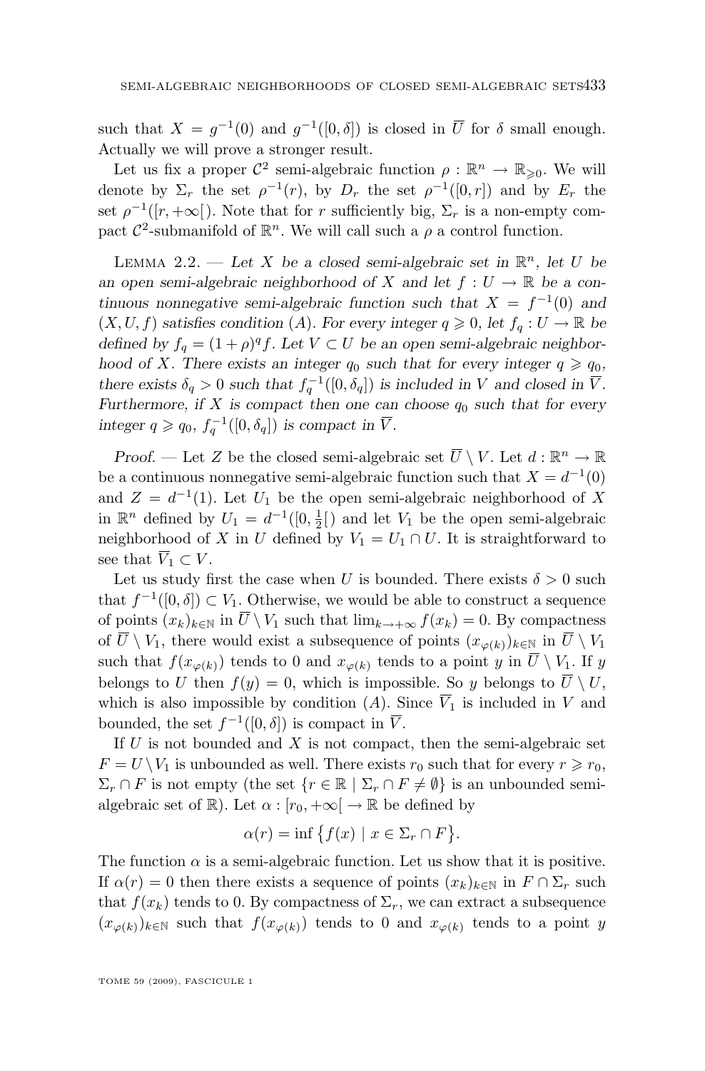such that $X = g^{-1}(0)$ and $g^{-1}([0, \delta])$ is closed in $\overline{U}$ for $\delta$ small enough. Actually we will prove a stronger result.

Let us fix a proper $\mathcal{C}^2$ semi-algebraic function $\rho : \mathbb{R}^n \to \mathbb{R}_{\geqslant 0}$. We will denote by $\Sigma_r$ the set $\rho^{-1}(r)$, by $D_r$ the set $\rho^{-1}([0, r])$ and by $E_r$ the set $\rho^{-1}([r, +\infty[)$. Note that for $r$ sufficiently big, $\Sigma_r$ is a non-empty compact $\mathcal{C}^2$-submanifold of $\mathbb{R}^n$. We will call such a $\rho$ a control function.

Lemma 2.2. — *Let $X$ be a closed semi-algebraic set in $\mathbb{R}^n$, let $U$ be an open semi-algebraic neighborhood of $X$ and let $f : U \to \mathbb{R}$ be a continuous nonnegative semi-algebraic function such that $X = f^{-1}(0)$ and $(X, U, f)$ satisfies condition (A). For every integer $q \geqslant 0$, let $f_q : U \to \mathbb{R}$ be defined by $f_q = (1 + \rho)^q f$. Let $V \subset U$ be an open semi-algebraic neighborhood of $X$. There exists an integer $q_0$ such that for every integer $q \geqslant q_0$, there exists $\delta_q > 0$ such that $f_q^{-1}([0, \delta_q])$ is included in $V$ and closed in $\overline{V}$. Furthermore, if $X$ is compact then one can choose $q_0$ such that for every integer $q \geqslant q_0$, $f_q^{-1}([0, \delta_q])$ is compact in $\overline{V}$.*

*Proof.* — Let $Z$ be the closed semi-algebraic set $\overline{U} \setminus V$. Let $d : \mathbb{R}^n \to \mathbb{R}$ be a continuous nonnegative semi-algebraic function such that $X = d^{-1}(0)$ and $Z = d^{-1}(1)$. Let $U_1$ be the open semi-algebraic neighborhood of $X$ in $\mathbb{R}^n$ defined by $U_1 = d^{-1}([0, \frac{1}{2}[)$ and let $V_1$ be the open semi-algebraic neighborhood of $X$ in $U$ defined by $V_1 = U_1 \cap U$. It is straightforward to see that $\overline{V}_1 \subset V$.

Let us study first the case when $U$ is bounded. There exists $\delta > 0$ such that $f^{-1}([0, \delta]) \subset V_1$. Otherwise, we would be able to construct a sequence of points $(x_k)_{k \in \mathbb{N}}$ in $\overline{U} \setminus V_1$ such that $\lim_{k \to +\infty} f(x_k) = 0$. By compactness of $\overline{U} \setminus V_1$, there would exist a subsequence of points $(x_{\varphi(k)})_{k \in \mathbb{N}}$ in $\overline{U} \setminus V_1$ such that $f(x_{\varphi(k)})$ tends to 0 and $x_{\varphi(k)}$ tends to a point $y$ in $\overline{U} \setminus V_1$. If $y$ belongs to $U$ then $f(y) = 0$, which is impossible. So $y$ belongs to $\overline{U} \setminus U$, which is also impossible by condition (A). Since $\overline{V}_1$ is included in $V$ and bounded, the set $f^{-1}([0, \delta])$ is compact in $\overline{V}$.

If $U$ is not bounded and $X$ is not compact, then the semi-algebraic set $F = U \setminus V_1$ is unbounded as well. There exists $r_0$ such that for every $r \geqslant r_0$, $\Sigma_r \cap F$ is not empty (the set $\{r \in \mathbb{R} \mid \Sigma_r \cap F \neq \emptyset\}$ is an unbounded semi-algebraic set of $\mathbb{R}$). Let $\alpha : [r_0, +\infty[ \to \mathbb{R}$ be defined by

$$\alpha(r) = \inf \big\{ f(x) \mid x \in \Sigma_r \cap F \big\}.$$

The function $\alpha$ is a semi-algebraic function. Let us show that it is positive. If $\alpha(r) = 0$ then there exists a sequence of points $(x_k)_{k \in \mathbb{N}}$ in $F \cap \Sigma_r$ such that $f(x_k)$ tends to 0. By compactness of $\Sigma_r$, we can extract a subsequence $(x_{\varphi(k)})_{k \in \mathbb{N}}$ such that $f(x_{\varphi(k)})$ tends to 0 and $x_{\varphi(k)}$ tends to a point $y$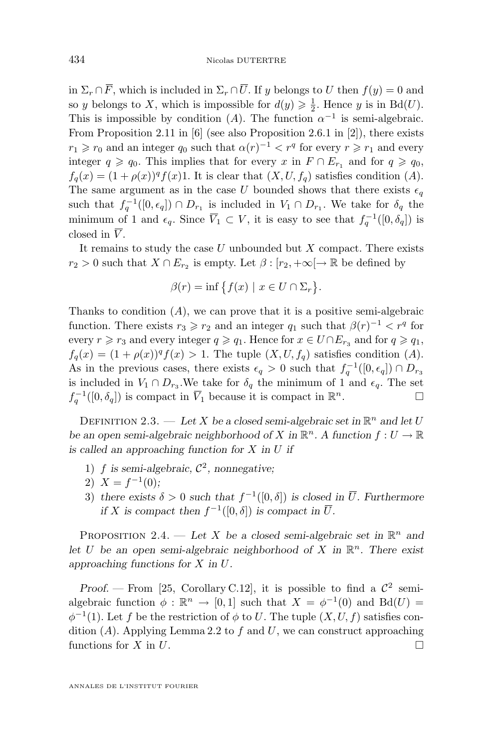in $\Sigma_r \cap \overline{F}$, which is included in $\Sigma_r \cap \overline{U}$. If $y$ belongs to $U$ then $f(y) = 0$ and so $y$ belongs to $X$, which is impossible for $d(y) \geqslant \frac{1}{2}$. Hence $y$ is in $\mathrm{Bd}(U)$. This is impossible by condition $(A)$. The function $\alpha^{-1}$ is semi-algebraic. From Proposition 2.11 in [6] (see also Proposition 2.6.1 in [2]), there exists $r_1 \geqslant r_0$ and an integer $q_0$ such that $\alpha(r)^{-1} < r^q$ for every $r \geqslant r_1$ and every integer $q \geqslant q_0$. This implies that for every $x$ in $F \cap E_{r_1}$ and for $q \geqslant q_0$, $f_q(x) = (1 + \rho(x))^q f(x) 1$. It is clear that $(X, U, f_q)$ satisfies condition $(A)$. The same argument as in the case $U$ bounded shows that there exists $\epsilon_q$ such that $f_q^{-1}([0, \epsilon_q]) \cap D_{r_1}$ is included in $V_1 \cap D_{r_1}$. We take for $\delta_q$ the minimum of 1 and $\epsilon_q$. Since $\overline{V}_1 \subset V$, it is easy to see that $f_q^{-1}([0, \delta_q])$ is closed in $\overline{V}$.

It remains to study the case $U$ unbounded but $X$ compact. There exists $r_2 > 0$ such that $X \cap E_{r_2}$ is empty. Let $\beta : [r_2, +\infty[ \to \mathbb{R}$ be defined by

$$\beta(r) = \inf \left\{ f(x) \mid x \in U \cap \Sigma_r \right\}.$$

Thanks to condition $(A)$, we can prove that it is a positive semi-algebraic function. There exists $r_3 \geqslant r_2$ and an integer $q_1$ such that $\beta(r)^{-1} < r^q$ for every $r \geqslant r_3$ and every integer $q \geqslant q_1$. Hence for $x \in U \cap E_{r_3}$ and for $q \geqslant q_1$, $f_q(x) = (1 + \rho(x))^q f(x) > 1$. The tuple $(X, U, f_q)$ satisfies condition $(A)$. As in the previous cases, there exists $\epsilon_q > 0$ such that $f_q^{-1}([0, \epsilon_q]) \cap D_{r_3}$ is included in $V_1 \cap D_{r_3}$.We take for $\delta_q$ the minimum of 1 and $\epsilon_q$. The set $f_q^{-1}([0, \delta_q])$ is compact in $\overline{V}_1$ because it is compact in $\mathbb{R}^n$. □

Definition 2.3. — *Let $X$ be a closed semi-algebraic set in $\mathbb{R}^n$ and let $U$ be an open semi-algebraic neighborhood of $X$ in $\mathbb{R}^n$. A function $f : U \to \mathbb{R}$ is called an approaching function for $X$ in $U$ if*

1) *$f$ is semi-algebraic, $\mathcal{C}^2$, nonnegative;*
2) *$X = f^{-1}(0)$;*
3) *there exists $\delta > 0$ such that $f^{-1}([0, \delta])$ is closed in $\overline{U}$. Furthermore if $X$ is compact then $f^{-1}([0, \delta])$ is compact in $\overline{U}$.*

Proposition 2.4. — *Let $X$ be a closed semi-algebraic set in $\mathbb{R}^n$ and let $U$ be an open semi-algebraic neighborhood of $X$ in $\mathbb{R}^n$. There exist approaching functions for $X$ in $U$.*

*Proof.* — From [25, Corollary C.12], it is possible to find a $\mathcal{C}^2$ semi-algebraic function $\phi : \mathbb{R}^n \to [0, 1]$ such that $X = \phi^{-1}(0)$ and $\mathrm{Bd}(U) = \phi^{-1}(1)$. Let $f$ be the restriction of $\phi$ to $U$. The tuple $(X, U, f)$ satisfies condition $(A)$. Applying Lemma 2.2 to $f$ and $U$, we can construct approaching functions for $X$ in $U$. □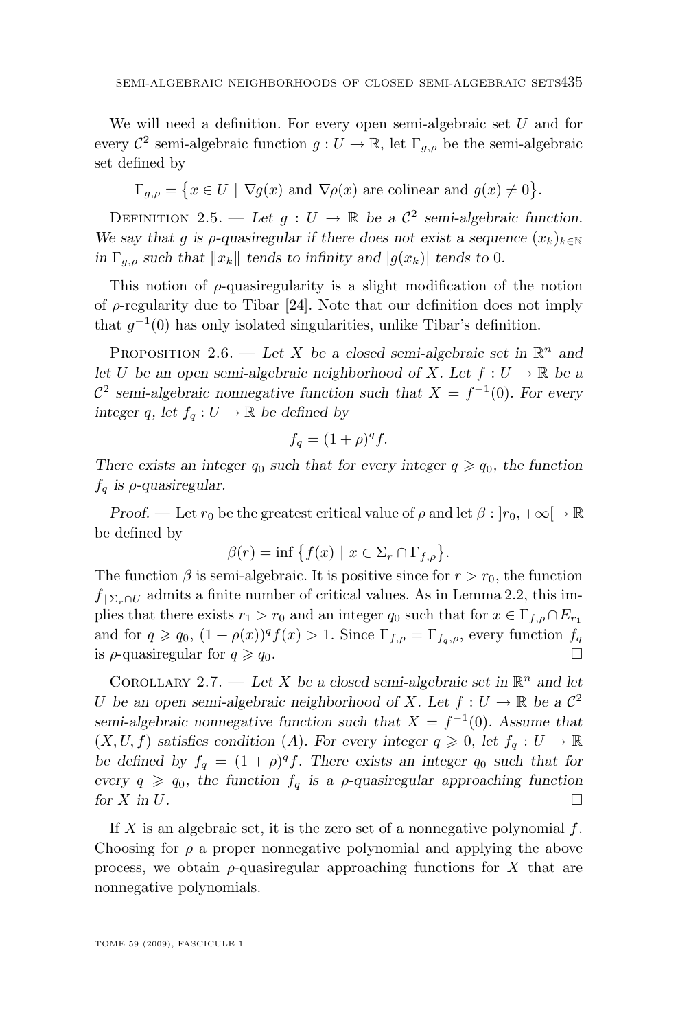We will need a definition. For every open semi-algebraic set $U$ and for every $\mathcal{C}^2$ semi-algebraic function $g : U \to \mathbb{R}$, let $\Gamma_{g,\rho}$ be the semi-algebraic set defined by

$$\Gamma_{g,\rho} = \{x \in U \mid \nabla g(x) \text{ and } \nabla \rho(x) \text{ are colinear and } g(x) \neq 0\}.$$

Definition 2.5. — *Let $g : U \to \mathbb{R}$ be a $\mathcal{C}^2$ semi-algebraic function. We say that $g$ is $\rho$-quasiregular if there does not exist a sequence $(x_k)_{k\in\mathbb{N}}$ in $\Gamma_{g,\rho}$ such that $\|x_k\|$ tends to infinity and $|g(x_k)|$ tends to 0.*

This notion of $\rho$-quasiregularity is a slight modification of the notion of $\rho$-regularity due to Tibar [24]. Note that our definition does not imply that $g^{-1}(0)$ has only isolated singularities, unlike Tibar's definition.

Proposition 2.6. — *Let $X$ be a closed semi-algebraic set in $\mathbb{R}^n$ and let $U$ be an open semi-algebraic neighborhood of $X$. Let $f : U \to \mathbb{R}$ be a $\mathcal{C}^2$ semi-algebraic nonnegative function such that $X = f^{-1}(0)$. For every integer $q$, let $f_q : U \to \mathbb{R}$ be defined by*

$$f_q = (1+\rho)^q f.$$

*There exists an integer $q_0$ such that for every integer $q \geqslant q_0$, the function $f_q$ is $\rho$-quasiregular.*

*Proof.* — Let $r_0$ be the greatest critical value of $\rho$ and let $\beta : ]r_0, +\infty[ \to \mathbb{R}$ be defined by

$$\beta(r) = \inf\{f(x) \mid x \in \Sigma_r \cap \Gamma_{f,\rho}\}.$$

The function $\beta$ is semi-algebraic. It is positive since for $r > r_0$, the function $f_{|\Sigma_r \cap U}$ admits a finite number of critical values. As in Lemma 2.2, this implies that there exists $r_1 > r_0$ and an integer $q_0$ such that for $x \in \Gamma_{f,\rho} \cap E_{r_1}$ and for $q \geqslant q_0$, $(1+\rho(x))^q f(x) > 1$. Since $\Gamma_{f,\rho} = \Gamma_{f_q,\rho}$, every function $f_q$ is $\rho$-quasiregular for $q \geqslant q_0$. □

Corollary 2.7. — *Let $X$ be a closed semi-algebraic set in $\mathbb{R}^n$ and let $U$ be an open semi-algebraic neighborhood of $X$. Let $f : U \to \mathbb{R}$ be a $\mathcal{C}^2$ semi-algebraic nonnegative function such that $X = f^{-1}(0)$. Assume that $(X, U, f)$ satisfies condition (A). For every integer $q \geqslant 0$, let $f_q : U \to \mathbb{R}$ be defined by $f_q = (1+\rho)^q f$. There exists an integer $q_0$ such that for every $q \geqslant q_0$, the function $f_q$ is a $\rho$-quasiregular approaching function for $X$ in $U$.* □

If $X$ is an algebraic set, it is the zero set of a nonnegative polynomial $f$. Choosing for $\rho$ a proper nonnegative polynomial and applying the above process, we obtain $\rho$-quasiregular approaching functions for $X$ that are nonnegative polynomials.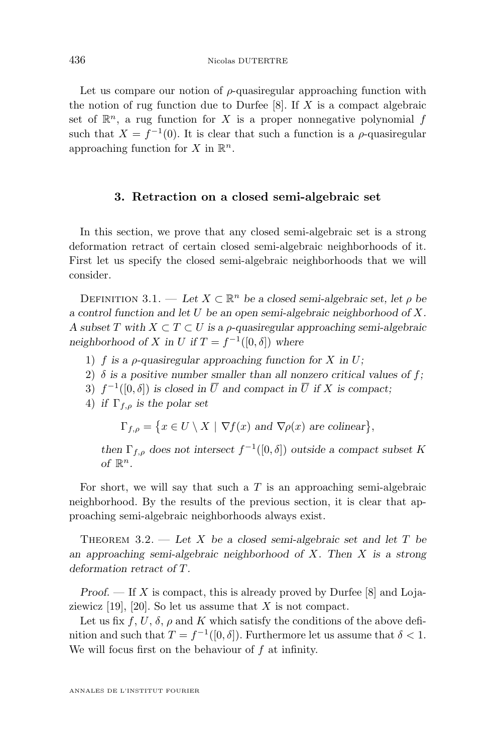Let us compare our notion of $\rho$-quasiregular approaching function with the notion of rug function due to Durfee [8]. If $X$ is a compact algebraic set of $\mathbb{R}^n$, a rug function for $X$ is a proper nonnegative polynomial $f$ such that $X = f^{-1}(0)$. It is clear that such a function is a $\rho$-quasiregular approaching function for $X$ in $\mathbb{R}^n$.

## 3. Retraction on a closed semi-algebraic set

In this section, we prove that any closed semi-algebraic set is a strong deformation retract of certain closed semi-algebraic neighborhoods of it. First let us specify the closed semi-algebraic neighborhoods that we will consider.

Definition 3.1. — *Let $X \subset \mathbb{R}^n$ be a closed semi-algebraic set, let $\rho$ be a control function and let $U$ be an open semi-algebraic neighborhood of $X$. A subset $T$ with $X \subset T \subset U$ is a $\rho$-quasiregular approaching semi-algebraic neighborhood of $X$ in $U$ if $T = f^{-1}([0, \delta])$ where*

1) *$f$ is a $\rho$-quasiregular approaching function for $X$ in $U$;*
2) *$\delta$ is a positive number smaller than all nonzero critical values of $f$;*
3) *$f^{-1}([0, \delta])$ is closed in $\overline{U}$ and compact in $\overline{U}$ if $X$ is compact;*
4) *if $\Gamma_{f,\rho}$ is the polar set*

$$\Gamma_{f,\rho} = \{x \in U \setminus X \mid \nabla f(x) \text{ and } \nabla \rho(x) \text{ are colinear}\},$$

*then $\Gamma_{f,\rho}$ does not intersect $f^{-1}([0, \delta])$ outside a compact subset $K$ of $\mathbb{R}^n$.*

For short, we will say that such a $T$ is an approaching semi-algebraic neighborhood. By the results of the previous section, it is clear that approaching semi-algebraic neighborhoods always exist.

Theorem 3.2. — *Let $X$ be a closed semi-algebraic set and let $T$ be an approaching semi-algebraic neighborhood of $X$. Then $X$ is a strong deformation retract of $T$.*

*Proof.* — If $X$ is compact, this is already proved by Durfee [8] and Lojaziewicz [19], [20]. So let us assume that $X$ is not compact.

Let us fix $f$, $U$, $\delta$, $\rho$ and $K$ which satisfy the conditions of the above definition and such that $T = f^{-1}([0, \delta])$. Furthermore let us assume that $\delta < 1$. We will focus first on the behaviour of $f$ at infinity.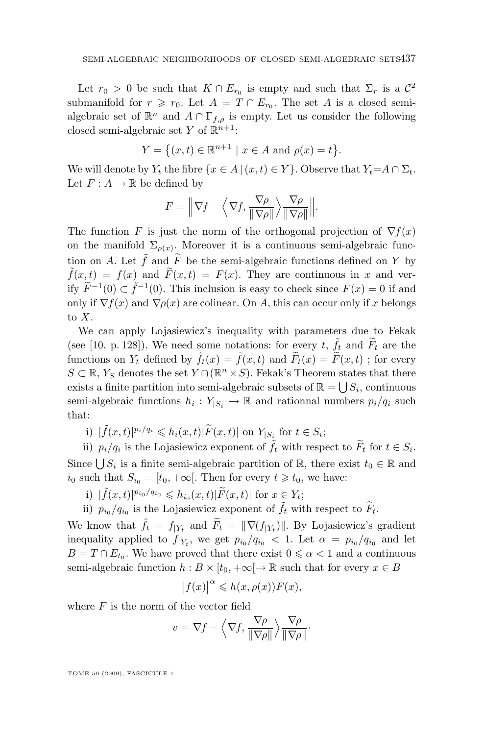Let $r_0 > 0$ be such that $K \cap E_{r_0}$ is empty and such that $\Sigma_r$ is a $\mathcal{C}^2$ submanifold for $r \geqslant r_0$. Let $A = T \cap E_{r_0}$. The set $A$ is a closed semi-algebraic set of $\mathbb{R}^n$ and $A \cap \Gamma_{f,\rho}$ is empty. Let us consider the following closed semi-algebraic set $Y$ of $\mathbb{R}^{n+1}$:

$$Y = \big\{(x,t) \in \mathbb{R}^{n+1} \mid x \in A \text{ and } \rho(x) = t\big\}.$$

We will denote by $Y_t$ the fibre $\{x \in A \,|\, (x,t) \in Y\}$. Observe that $Y_t = A \cap \Sigma_t$. Let $F : A \to \mathbb{R}$ be defined by

$$F = \Big\| \nabla f - \Big\langle \nabla f, \frac{\nabla \rho}{\|\nabla \rho\|} \Big\rangle \frac{\nabla \rho}{\|\nabla \rho\|} \Big\|.$$

The function $F$ is just the norm of the orthogonal projection of $\nabla f(x)$ on the manifold $\Sigma_{\rho(x)}$. Moreover it is a continuous semi-algebraic function on $A$. Let $\tilde{f}$ and $\widetilde{F}$ be the semi-algebraic functions defined on $Y$ by $\tilde{f}(x,t) = f(x)$ and $\widetilde{F}(x,t) = F(x)$. They are continuous in $x$ and verify $\widetilde{F}^{-1}(0) \subset \tilde{f}^{-1}(0)$. This inclusion is easy to check since $F(x) = 0$ if and only if $\nabla f(x)$ and $\nabla \rho(x)$ are colinear. On $A$, this can occur only if $x$ belongs to $X$.

We can apply Lojasiewicz's inequality with parameters due to Fekak (see [10, p. 128]). We need some notations: for every $t$, $\tilde{f}_t$ and $\widetilde{F}_t$ are the functions on $Y_t$ defined by $\tilde{f}_t(x) = \tilde{f}(x,t)$ and $\widetilde{F}_t(x) = \widetilde{F}(x,t)$ ; for every $S \subset \mathbb{R}$, $Y_S$ denotes the set $Y \cap (\mathbb{R}^n \times S)$. Fekak's Theorem states that there exists a finite partition into semi-algebraic subsets of $\mathbb{R} = \bigcup S_i$, continuous semi-algebraic functions $h_i : Y_{|S_i} \to \mathbb{R}$ and rationnal numbers $p_i/q_i$ such that:

i) $|\tilde{f}(x,t)|^{p_i/q_i} \leqslant h_i(x,t)|\widetilde{F}(x,t)|$ on $Y_{|S_i}$ for $t \in S_i$;

ii) $p_i/q_i$ is the Lojasiewicz exponent of $\tilde{f}_t$ with respect to $\widetilde{F}_t$ for $t \in S_i$.

Since $\bigcup S_i$ is a finite semi-algebraic partition of $\mathbb{R}$, there exist $t_0 \in \mathbb{R}$ and $i_0$ such that $S_{i_0} = [t_0, +\infty[$. Then for every $t \geqslant t_0$, we have:

i) $|\tilde{f}(x,t)|^{p_{i_0}/q_{i_0}} \leqslant h_{i_0}(x,t)|\widetilde{F}(x,t)|$ for $x \in Y_t$;

ii) $p_{i_0}/q_{i_0}$ is the Lojasiewicz exponent of $\tilde{f}_t$ with respect to $\widetilde{F}_t$.

We know that $\tilde{f}_t = f_{|Y_t}$ and $\widetilde{F}_t = \|\nabla(f_{|Y_t})\|$. By Lojasiewicz's gradient inequality applied to $f_{|Y_t}$, we get $p_{i_0}/q_{i_0} < 1$. Let $\alpha = p_{i_0}/q_{i_0}$ and let $B = T \cap E_{t_0}$. We have proved that there exist $0 \leqslant \alpha < 1$ and a continuous semi-algebraic function $h : B \times [t_0, +\infty[ \to \mathbb{R}$ such that for every $x \in B$

$$\big|f(x)\big|^{\alpha} \leqslant h(x, \rho(x)) F(x),$$

where $F$ is the norm of the vector field

$$v = \nabla f - \Big\langle \nabla f, \frac{\nabla \rho}{\|\nabla \rho\|} \Big\rangle \frac{\nabla \rho}{\|\nabla \rho\|}.$$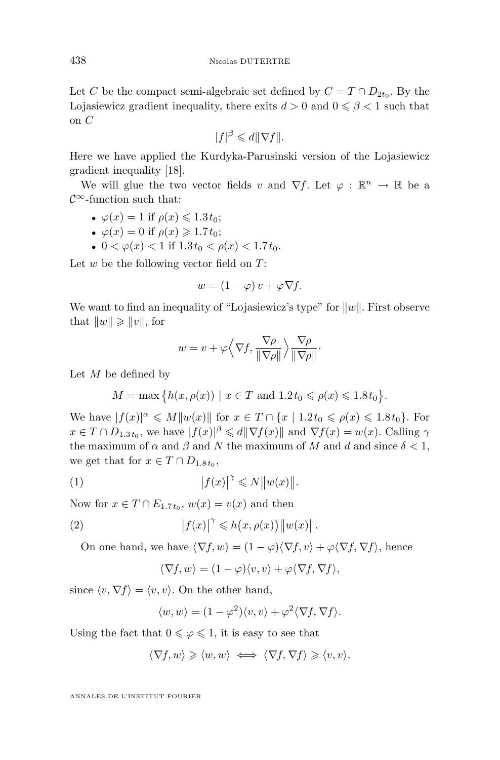Let $C$ be the compact semi-algebraic set defined by $C = T \cap D_{2t_0}$. By the Lojasiewicz gradient inequality, there exits $d > 0$ and $0 \leqslant \beta < 1$ such that on $C$

$$|f|^\beta \leqslant d\|\nabla f\|.$$

Here we have applied the Kurdyka-Parusinski version of the Lojasiewicz gradient inequality [18].

We will glue the two vector fields $v$ and $\nabla f$. Let $\varphi : \mathbb{R}^n \to \mathbb{R}$ be a $\mathcal{C}^\infty$-function such that:

- $\varphi(x) = 1$ if $\rho(x) \leqslant 1.3t_0$;
- $\varphi(x) = 0$ if $\rho(x) \geqslant 1.7t_0$;
- $0 < \varphi(x) < 1$ if $1.3t_0 < \rho(x) < 1.7t_0$.

Let $w$ be the following vector field on $T$:

$$w = (1-\varphi)\, v + \varphi \nabla f.$$

We want to find an inequality of "Lojasiewicz's type" for $\|w\|$. First observe that $\|w\| \geqslant \|v\|$, for

$$w = v + \varphi\Big\langle \nabla f, \frac{\nabla \rho}{\|\nabla \rho\|}\Big\rangle \frac{\nabla \rho}{\|\nabla \rho\|}.$$

Let $M$ be defined by

$$M = \max\big\{h(x,\rho(x)) \mid x \in T \text{ and } 1.2t_0 \leqslant \rho(x) \leqslant 1.8t_0\big\}.$$

We have $|f(x)|^\alpha \leqslant M\|w(x)\|$ for $x \in T \cap \{x \mid 1.2t_0 \leqslant \rho(x) \leqslant 1.8t_0\}$. For $x \in T \cap D_{1.3t_0}$, we have $|f(x)|^\beta \leqslant d\|\nabla f(x)\|$ and $\nabla f(x) = w(x)$. Calling $\gamma$ the maximum of $\alpha$ and $\beta$ and $N$ the maximum of $M$ and $d$ and since $\delta < 1$, we get that for $x \in T \cap D_{1.8t_0}$,

$$\big|f(x)\big|^\gamma \leqslant N\big\|w(x)\big\|. \tag{1}$$

Now for $x \in T \cap E_{1.7t_0}$, $w(x) = v(x)$ and then

$$\big|f(x)\big|^\gamma \leqslant h\big(x,\rho(x)\big)\big\|w(x)\big\|. \tag{2}$$

On one hand, we have $\langle \nabla f, w\rangle = (1-\varphi)\langle \nabla f, v\rangle + \varphi\langle \nabla f, \nabla f\rangle$, hence

$$\langle \nabla f, w\rangle = (1-\varphi)\langle v, v\rangle + \varphi\langle \nabla f, \nabla f\rangle,$$

since $\langle v, \nabla f\rangle = \langle v, v\rangle$. On the other hand,

$$\langle w, w\rangle = (1-\varphi^2)\langle v, v\rangle + \varphi^2\langle \nabla f, \nabla f\rangle.$$

Using the fact that $0 \leqslant \varphi \leqslant 1$, it is easy to see that

$$\langle \nabla f, w\rangle \geqslant \langle w, w\rangle \iff \langle \nabla f, \nabla f\rangle \geqslant \langle v, v\rangle.$$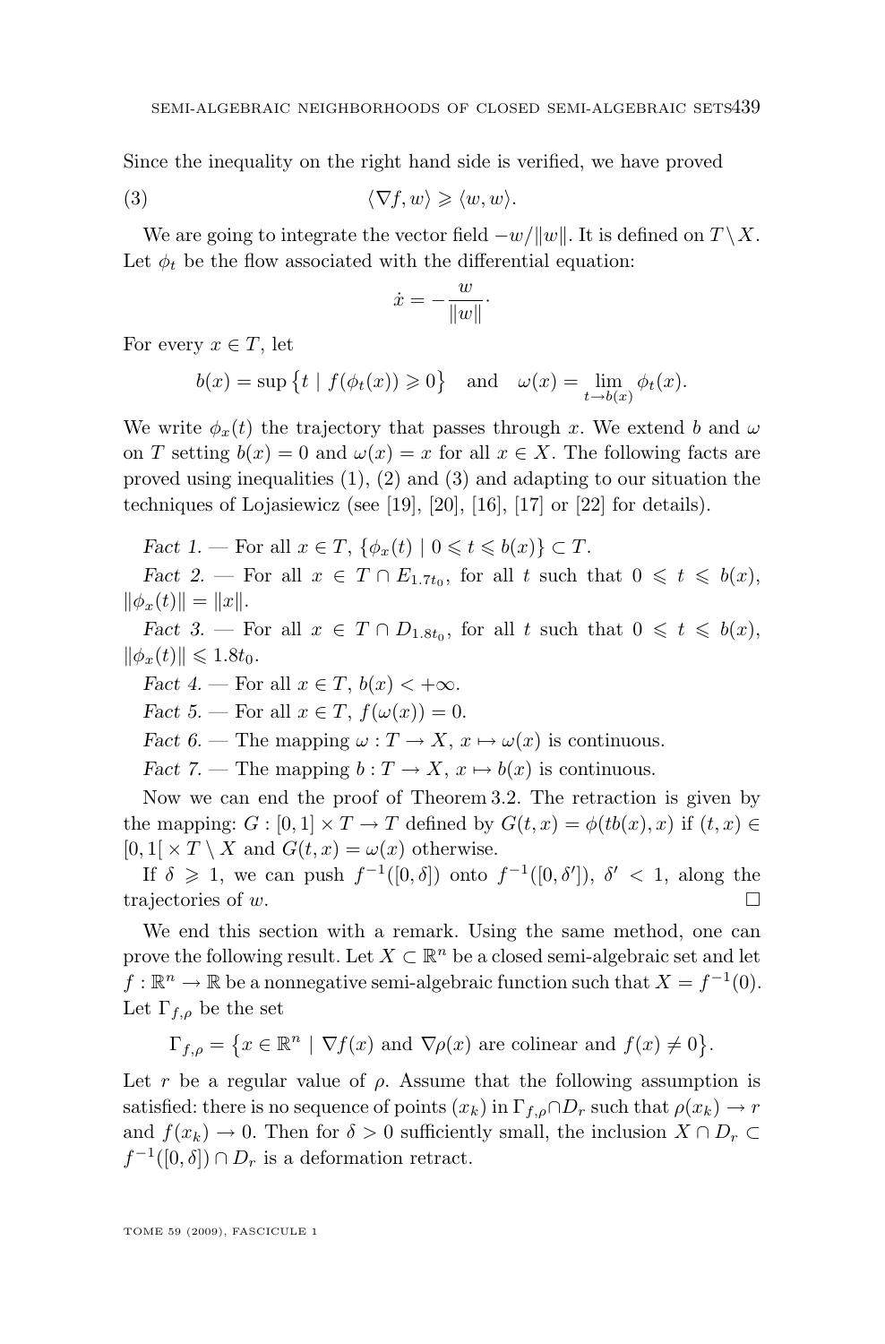Since the inequality on the right hand side is verified, we have proved

$$\langle \nabla f, w\rangle \geqslant \langle w, w\rangle. \tag{3}$$

We are going to integrate the vector field $-w/\|w\|$. It is defined on $T\setminus X$. Let $\phi_t$ be the flow associated with the differential equation:

$$\dot{x} = -\frac{w}{\|w\|}\cdot$$

For every $x\in T$, let

$$b(x) = \sup\big\{t \mid f(\phi_t(x)) \geqslant 0\big\} \quad \text{and} \quad \omega(x) = \lim_{t\to b(x)} \phi_t(x).$$

We write $\phi_x(t)$ the trajectory that passes through $x$. We extend $b$ and $\omega$ on $T$ setting $b(x)=0$ and $\omega(x)=x$ for all $x\in X$. The following facts are proved using inequalities (1), (2) and (3) and adapting to our situation the techniques of Lojasiewicz (see [19], [20], [16], [17] or [22] for details).

*Fact 1.* — For all $x\in T$, $\{\phi_x(t) \mid 0\leqslant t\leqslant b(x)\}\subset T$.

*Fact 2.* — For all $x\in T\cap E_{1.7t_0}$, for all $t$ such that $0\leqslant t\leqslant b(x)$, $\|\phi_x(t)\| = \|x\|$.

*Fact 3.* — For all $x\in T\cap D_{1.8t_0}$, for all $t$ such that $0\leqslant t\leqslant b(x)$, $\|\phi_x(t)\|\leqslant 1.8t_0$.

*Fact 4.* — For all $x\in T$, $b(x)<+\infty$.

*Fact 5.* — For all $x\in T$, $f(\omega(x))=0$.

*Fact 6.* — The mapping $\omega: T\to X$, $x\mapsto \omega(x)$ is continuous.

*Fact 7.* — The mapping $b: T\to X$, $x\mapsto b(x)$ is continuous.

Now we can end the proof of Theorem 3.2. The retraction is given by the mapping: $G:[0,1]\times T\to T$ defined by $G(t,x)=\phi(tb(x),x)$ if $(t,x)\in [0,1[\times T\setminus X$ and $G(t,x)=\omega(x)$ otherwise.

If $\delta\geqslant 1$, we can push $f^{-1}([0,\delta])$ onto $f^{-1}([0,\delta'])$, $\delta'<1$, along the trajectories of $w$. □

We end this section with a remark. Using the same method, one can prove the following result. Let $X\subset\mathbb{R}^n$ be a closed semi-algebraic set and let $f:\mathbb{R}^n\to\mathbb{R}$ be a nonnegative semi-algebraic function such that $X=f^{-1}(0)$. Let $\Gamma_{f,\rho}$ be the set

$$\Gamma_{f,\rho} = \big\{x\in\mathbb{R}^n \mid \nabla f(x) \text{ and } \nabla\rho(x) \text{ are colinear and } f(x)\neq 0\big\}.$$

Let $r$ be a regular value of $\rho$. Assume that the following assumption is satisfied: there is no sequence of points $(x_k)$ in $\Gamma_{f,\rho}\cap D_r$ such that $\rho(x_k)\to r$ and $f(x_k)\to 0$. Then for $\delta>0$ sufficiently small, the inclusion $X\cap D_r\subset f^{-1}([0,\delta])\cap D_r$ is a deformation retract.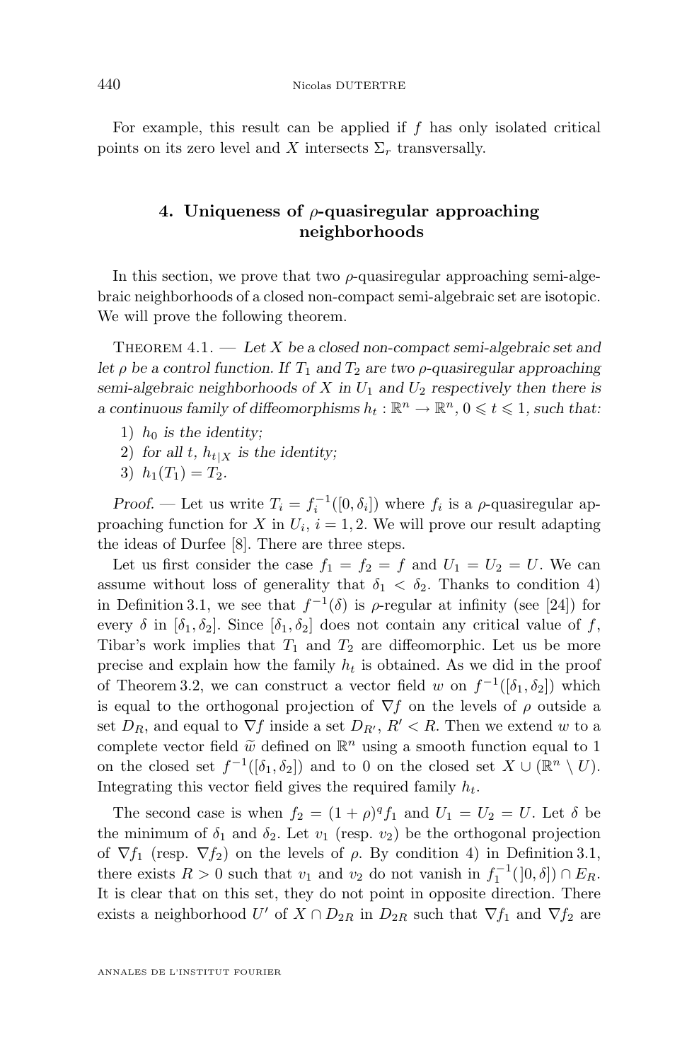For example, this result can be applied if $f$ has only isolated critical points on its zero level and $X$ intersects $\Sigma_r$ transversally.

## 4. Uniqueness of $\rho$-quasiregular approaching neighborhoods

In this section, we prove that two $\rho$-quasiregular approaching semi-algebraic neighborhoods of a closed non-compact semi-algebraic set are isotopic. We will prove the following theorem.

Theorem 4.1. — *Let $X$ be a closed non-compact semi-algebraic set and let $\rho$ be a control function. If $T_1$ and $T_2$ are two $\rho$-quasiregular approaching semi-algebraic neighborhoods of $X$ in $U_1$ and $U_2$ respectively then there is a continuous family of diffeomorphisms $h_t : \mathbb{R}^n \to \mathbb{R}^n$, $0 \leqslant t \leqslant 1$, such that:*

1) *$h_0$ is the identity;*
2) *for all $t$, $h_{t|X}$ is the identity;*
3) *$h_1(T_1) = T_2$.*

*Proof.* — Let us write $T_i = f_i^{-1}([0, \delta_i])$ where $f_i$ is a $\rho$-quasiregular approaching function for $X$ in $U_i$, $i = 1, 2$. We will prove our result adapting the ideas of Durfee [8]. There are three steps.

Let us first consider the case $f_1 = f_2 = f$ and $U_1 = U_2 = U$. We can assume without loss of generality that $\delta_1 < \delta_2$. Thanks to condition 4) in Definition 3.1, we see that $f^{-1}(\delta)$ is $\rho$-regular at infinity (see [24]) for every $\delta$ in $[\delta_1, \delta_2]$. Since $[\delta_1, \delta_2]$ does not contain any critical value of $f$, Tibar's work implies that $T_1$ and $T_2$ are diffeomorphic. Let us be more precise and explain how the family $h_t$ is obtained. As we did in the proof of Theorem 3.2, we can construct a vector field $w$ on $f^{-1}([\delta_1, \delta_2])$ which is equal to the orthogonal projection of $\nabla f$ on the levels of $\rho$ outside a set $D_R$, and equal to $\nabla f$ inside a set $D_{R'}$, $R' < R$. Then we extend $w$ to a complete vector field $\widetilde{w}$ defined on $\mathbb{R}^n$ using a smooth function equal to 1 on the closed set $f^{-1}([\delta_1, \delta_2])$ and to 0 on the closed set $X \cup (\mathbb{R}^n \setminus U)$. Integrating this vector field gives the required family $h_t$.

The second case is when $f_2 = (1 + \rho)^q f_1$ and $U_1 = U_2 = U$. Let $\delta$ be the minimum of $\delta_1$ and $\delta_2$. Let $v_1$ (resp. $v_2$) be the orthogonal projection of $\nabla f_1$ (resp. $\nabla f_2$) on the levels of $\rho$. By condition 4) in Definition 3.1, there exists $R > 0$ such that $v_1$ and $v_2$ do not vanish in $f_1^{-1}(]0, \delta]) \cap E_R$. It is clear that on this set, they do not point in opposite direction. There exists a neighborhood $U'$ of $X \cap D_{2R}$ in $D_{2R}$ such that $\nabla f_1$ and $\nabla f_2$ are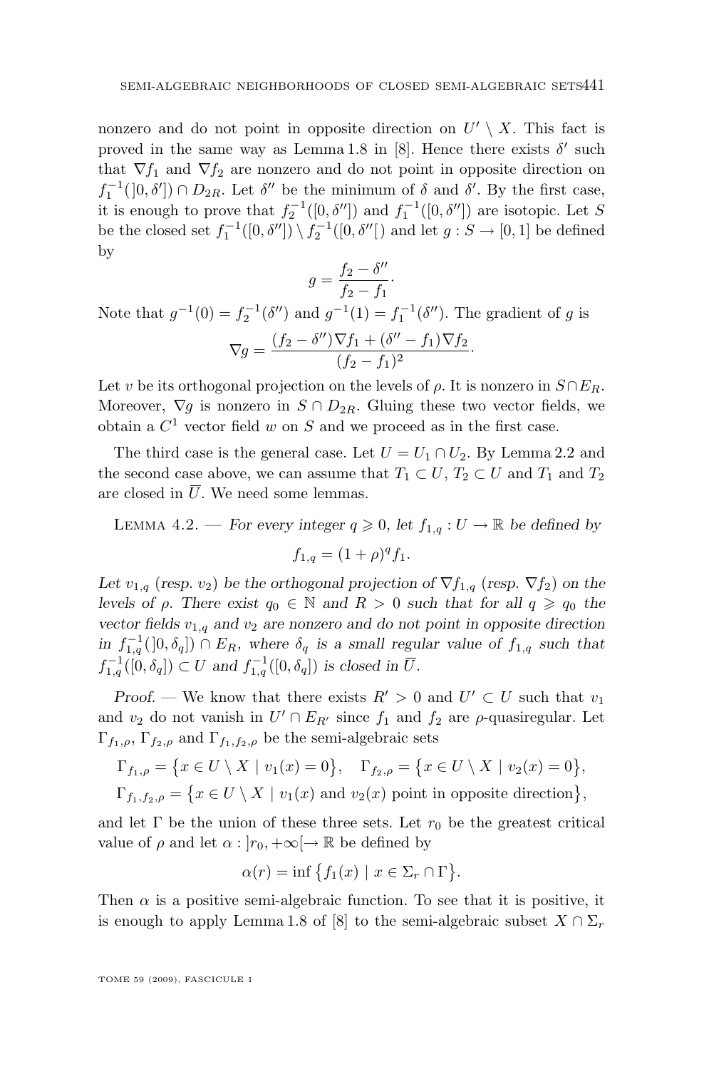nonzero and do not point in opposite direction on $U' \setminus X$. This fact is proved in the same way as Lemma 1.8 in [8]. Hence there exists $\delta'$ such that $\nabla f_1$ and $\nabla f_2$ are nonzero and do not point in opposite direction on $f_1^{-1}(]0, \delta']) \cap D_{2R}$. Let $\delta''$ be the minimum of $\delta$ and $\delta'$. By the first case, it is enough to prove that $f_2^{-1}([0, \delta''])$ and $f_1^{-1}([0, \delta''])$ are isotopic. Let $S$ be the closed set $f_1^{-1}([0, \delta'']) \setminus f_2^{-1}([0, \delta''[)$ and let $g : S \to [0, 1]$ be defined by

$$g = \frac{f_2 - \delta''}{f_2 - f_1}.$$

Note that $g^{-1}(0) = f_2^{-1}(\delta'')$ and $g^{-1}(1) = f_1^{-1}(\delta'')$. The gradient of $g$ is

$$\nabla g = \frac{(f_2 - \delta'')\nabla f_1 + (\delta'' - f_1)\nabla f_2}{(f_2 - f_1)^2}.$$

Let $v$ be its orthogonal projection on the levels of $\rho$. It is nonzero in $S \cap E_R$. Moreover, $\nabla g$ is nonzero in $S \cap D_{2R}$. Gluing these two vector fields, we obtain a $C^1$ vector field $w$ on $S$ and we proceed as in the first case.

The third case is the general case. Let $U = U_1 \cap U_2$. By Lemma 2.2 and the second case above, we can assume that $T_1 \subset U$, $T_2 \subset U$ and $T_1$ and $T_2$ are closed in $\overline{U}$. We need some lemmas.

Lemma 4.2. — *For every integer $q \geqslant 0$, let $f_{1,q} : U \to \mathbb{R}$ be defined by*

$$f_{1,q} = (1 + \rho)^q f_1.$$

*Let $v_{1,q}$ (resp. $v_2$) be the orthogonal projection of $\nabla f_{1,q}$ (resp. $\nabla f_2$) on the levels of $\rho$. There exist $q_0 \in \mathbb{N}$ and $R > 0$ such that for all $q \geqslant q_0$ the vector fields $v_{1,q}$ and $v_2$ are nonzero and do not point in opposite direction in $f_{1,q}^{-1}(]0, \delta_q]) \cap E_R$, where $\delta_q$ is a small regular value of $f_{1,q}$ such that $f_{1,q}^{-1}([0, \delta_q]) \subset U$ and $f_{1,q}^{-1}([0, \delta_q])$ is closed in $\overline{U}$.*

*Proof.* — We know that there exists $R' > 0$ and $U' \subset U$ such that $v_1$ and $v_2$ do not vanish in $U' \cap E_{R'}$ since $f_1$ and $f_2$ are $\rho$-quasiregular. Let $\Gamma_{f_1,\rho}$, $\Gamma_{f_2,\rho}$ and $\Gamma_{f_1,f_2,\rho}$ be the semi-algebraic sets

$$\Gamma_{f_1,\rho} = \{x \in U \setminus X \mid v_1(x) = 0\}, \quad \Gamma_{f_2,\rho} = \{x \in U \setminus X \mid v_2(x) = 0\},$$

$$\Gamma_{f_1,f_2,\rho} = \{x \in U \setminus X \mid v_1(x) \text{ and } v_2(x) \text{ point in opposite direction}\},$$

and let $\Gamma$ be the union of these three sets. Let $r_0$ be the greatest critical value of $\rho$ and let $\alpha : ]r_0, +\infty[ \to \mathbb{R}$ be defined by

$$\alpha(r) = \inf\{f_1(x) \mid x \in \Sigma_r \cap \Gamma\}.$$

Then $\alpha$ is a positive semi-algebraic function. To see that it is positive, it is enough to apply Lemma 1.8 of [8] to the semi-algebraic subset $X \cap \Sigma_r$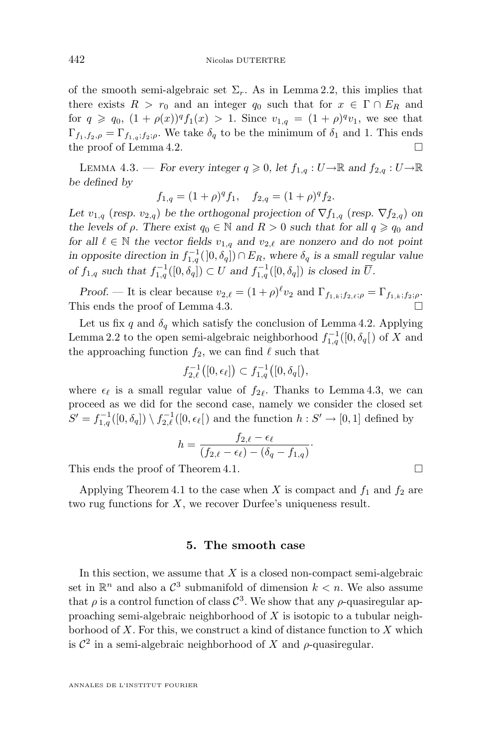of the smooth semi-algebraic set $\Sigma_r$. As in Lemma 2.2, this implies that there exists $R > r_0$ and an integer $q_0$ such that for $x \in \Gamma \cap E_R$ and for $q \geqslant q_0$, $(1+\rho(x))^q f_1(x) > 1$. Since $v_{1,q} = (1+\rho)^q v_1$, we see that $\Gamma_{f_1,f_2,\rho} = \Gamma_{f_{1,q};f_2;\rho}$. We take $\delta_q$ to be the minimum of $\delta_1$ and 1. This ends the proof of Lemma 4.2. $\square$

Lemma 4.3. — *For every integer $q \geqslant 0$, let $f_{1,q} : U \to \mathbb{R}$ and $f_{2,q} : U \to \mathbb{R}$ be defined by*

$$f_{1,q} = (1+\rho)^q f_1, \quad f_{2,q} = (1+\rho)^q f_2.$$

*Let $v_{1,q}$ (resp. $v_{2,q}$) be the orthogonal projection of $\nabla f_{1,q}$ (resp. $\nabla f_{2,q}$) on the levels of $\rho$. There exist $q_0 \in \mathbb{N}$ and $R > 0$ such that for all $q \geqslant q_0$ and for all $\ell \in \mathbb{N}$ the vector fields $v_{1,q}$ and $v_{2,\ell}$ are nonzero and do not point in opposite direction in $f_{1,q}^{-1}(]0,\delta_q]) \cap E_R$, where $\delta_q$ is a small regular value of $f_{1,q}$ such that $f_{1,q}^{-1}([0,\delta_q]) \subset U$ and $f_{1,q}^{-1}([0,\delta_q])$ is closed in $\overline{U}$.*

*Proof.* — It is clear because $v_{2,\ell} = (1+\rho)^\ell v_2$ and $\Gamma_{f_{1,k};f_{2,\ell};\rho} = \Gamma_{f_{1,k};f_2;\rho}$. This ends the proof of Lemma 4.3. $\square$

Let us fix $q$ and $\delta_q$ which satisfy the conclusion of Lemma 4.2. Applying Lemma 2.2 to the open semi-algebraic neighborhood $f_{1,q}^{-1}([0,\delta_q[)$ of $X$ and the approaching function $f_2$, we can find $\ell$ such that

$$f_{2,\ell}^{-1}\big([0,\epsilon_\ell]\big) \subset f_{1,q}^{-1}\big([0,\delta_q[\big),$$

where $\epsilon_\ell$ is a small regular value of $f_{2\ell}$. Thanks to Lemma 4.3, we can proceed as we did for the second case, namely we consider the closed set $S' = f_{1,q}^{-1}([0,\delta_q]) \setminus f_{2,\ell}^{-1}([0,\epsilon_\ell[)$ and the function $h : S' \to [0,1]$ defined by

$$h = \frac{f_{2,\ell} - \epsilon_\ell}{(f_{2,\ell} - \epsilon_\ell) - (\delta_q - f_{1,q})}.$$

This ends the proof of Theorem 4.1. $\square$

Applying Theorem 4.1 to the case when $X$ is compact and $f_1$ and $f_2$ are two rug functions for $X$, we recover Durfee's uniqueness result.

## 5. The smooth case

In this section, we assume that $X$ is a closed non-compact semi-algebraic set in $\mathbb{R}^n$ and also a $\mathcal{C}^3$ submanifold of dimension $k < n$. We also assume that $\rho$ is a control function of class $\mathcal{C}^3$. We show that any $\rho$-quasiregular approaching semi-algebraic neighborhood of $X$ is isotopic to a tubular neighborhood of $X$. For this, we construct a kind of distance function to $X$ which is $\mathcal{C}^2$ in a semi-algebraic neighborhood of $X$ and $\rho$-quasiregular.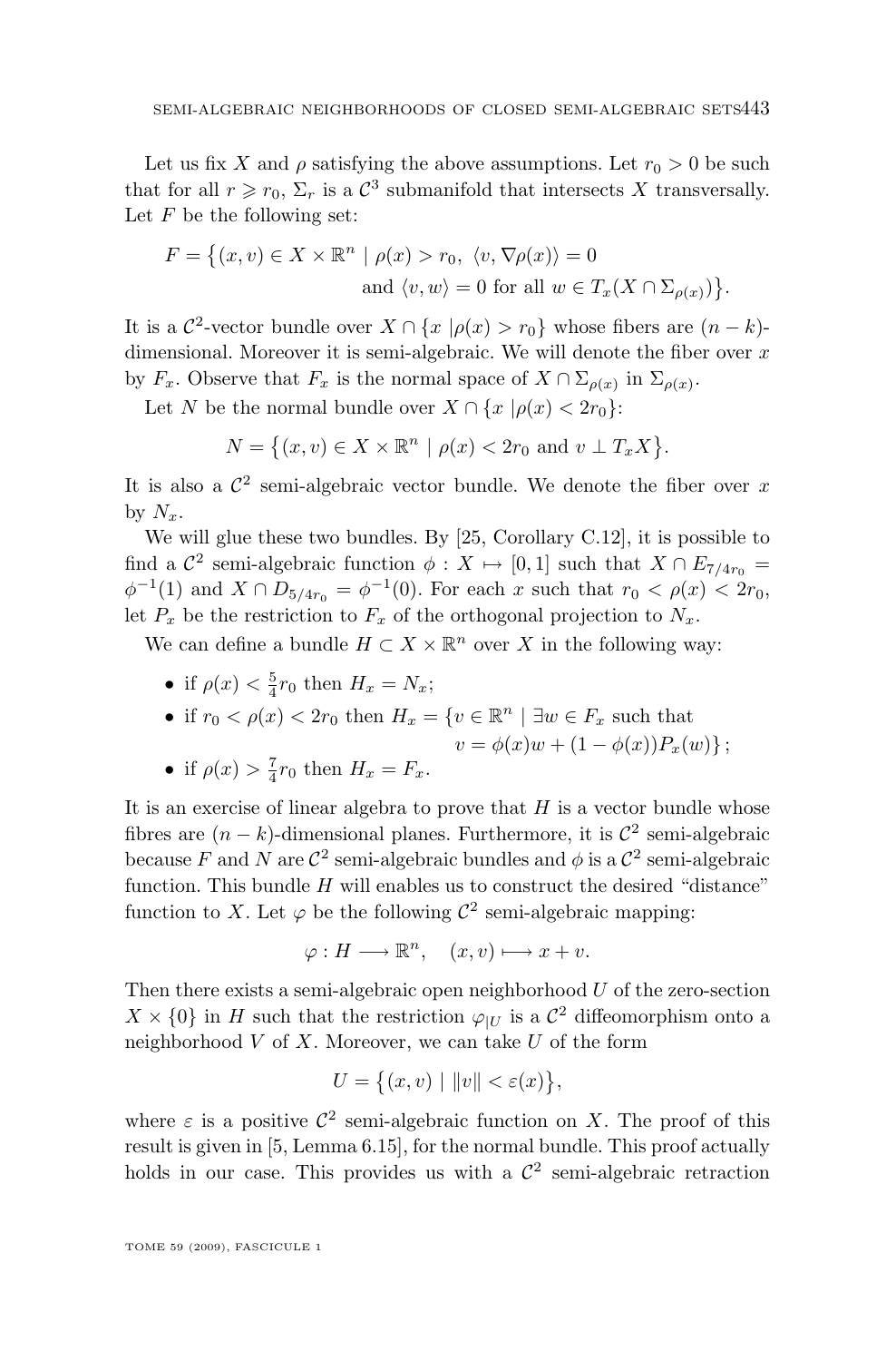Let us fix $X$ and $\rho$ satisfying the above assumptions. Let $r_0 > 0$ be such that for all $r \geqslant r_0$, $\Sigma_r$ is a $\mathcal{C}^3$ submanifold that intersects $X$ transversally. Let $F$ be the following set:

$$F = \big\{(x, v) \in X \times \mathbb{R}^n \mid \rho(x) > r_0,\ \langle v, \nabla\rho(x)\rangle = 0 \\ \text{and } \langle v, w\rangle = 0 \text{ for all } w \in T_x(X \cap \Sigma_{\rho(x)})\big\}.$$

It is a $\mathcal{C}^2$-vector bundle over $X \cap \{x \mid \rho(x) > r_0\}$ whose fibers are $(n-k)$-dimensional. Moreover it is semi-algebraic. We will denote the fiber over $x$ by $F_x$. Observe that $F_x$ is the normal space of $X \cap \Sigma_{\rho(x)}$ in $\Sigma_{\rho(x)}$.

Let $N$ be the normal bundle over $X \cap \{x \mid \rho(x) < 2r_0\}$:

$$N = \big\{(x, v) \in X \times \mathbb{R}^n \mid \rho(x) < 2r_0 \text{ and } v \perp T_x X\big\}.$$

It is also a $\mathcal{C}^2$ semi-algebraic vector bundle. We denote the fiber over $x$ by $N_x$.

We will glue these two bundles. By [25, Corollary C.12], it is possible to find a $\mathcal{C}^2$ semi-algebraic function $\phi : X \mapsto [0,1]$ such that $X \cap E_{7/4r_0} = \phi^{-1}(1)$ and $X \cap D_{5/4r_0} = \phi^{-1}(0)$. For each $x$ such that $r_0 < \rho(x) < 2r_0$, let $P_x$ be the restriction to $F_x$ of the orthogonal projection to $N_x$.

We can define a bundle $H \subset X \times \mathbb{R}^n$ over $X$ in the following way:

- if $\rho(x) < \frac{5}{4}r_0$ then $H_x = N_x$;
- if $r_0 < \rho(x) < 2r_0$ then $H_x = \{v \in \mathbb{R}^n \mid \exists w \in F_x \text{ such that } v = \phi(x)w + (1-\phi(x))P_x(w)\}$;
- if $\rho(x) > \frac{7}{4}r_0$ then $H_x = F_x$.

It is an exercise of linear algebra to prove that $H$ is a vector bundle whose fibres are $(n-k)$-dimensional planes. Furthermore, it is $\mathcal{C}^2$ semi-algebraic because $F$ and $N$ are $\mathcal{C}^2$ semi-algebraic bundles and $\phi$ is a $\mathcal{C}^2$ semi-algebraic function. This bundle $H$ will enables us to construct the desired "distance" function to $X$. Let $\varphi$ be the following $\mathcal{C}^2$ semi-algebraic mapping:

$$\varphi : H \longrightarrow \mathbb{R}^n, \quad (x, v) \longmapsto x + v.$$

Then there exists a semi-algebraic open neighborhood $U$ of the zero-section $X \times \{0\}$ in $H$ such that the restriction $\varphi_{|U}$ is a $\mathcal{C}^2$ diffeomorphism onto a neighborhood $V$ of $X$. Moreover, we can take $U$ of the form

$$U = \big\{(x, v) \mid \|v\| < \varepsilon(x)\big\},$$

where $\varepsilon$ is a positive $\mathcal{C}^2$ semi-algebraic function on $X$. The proof of this result is given in [5, Lemma 6.15], for the normal bundle. This proof actually holds in our case. This provides us with a $\mathcal{C}^2$ semi-algebraic retraction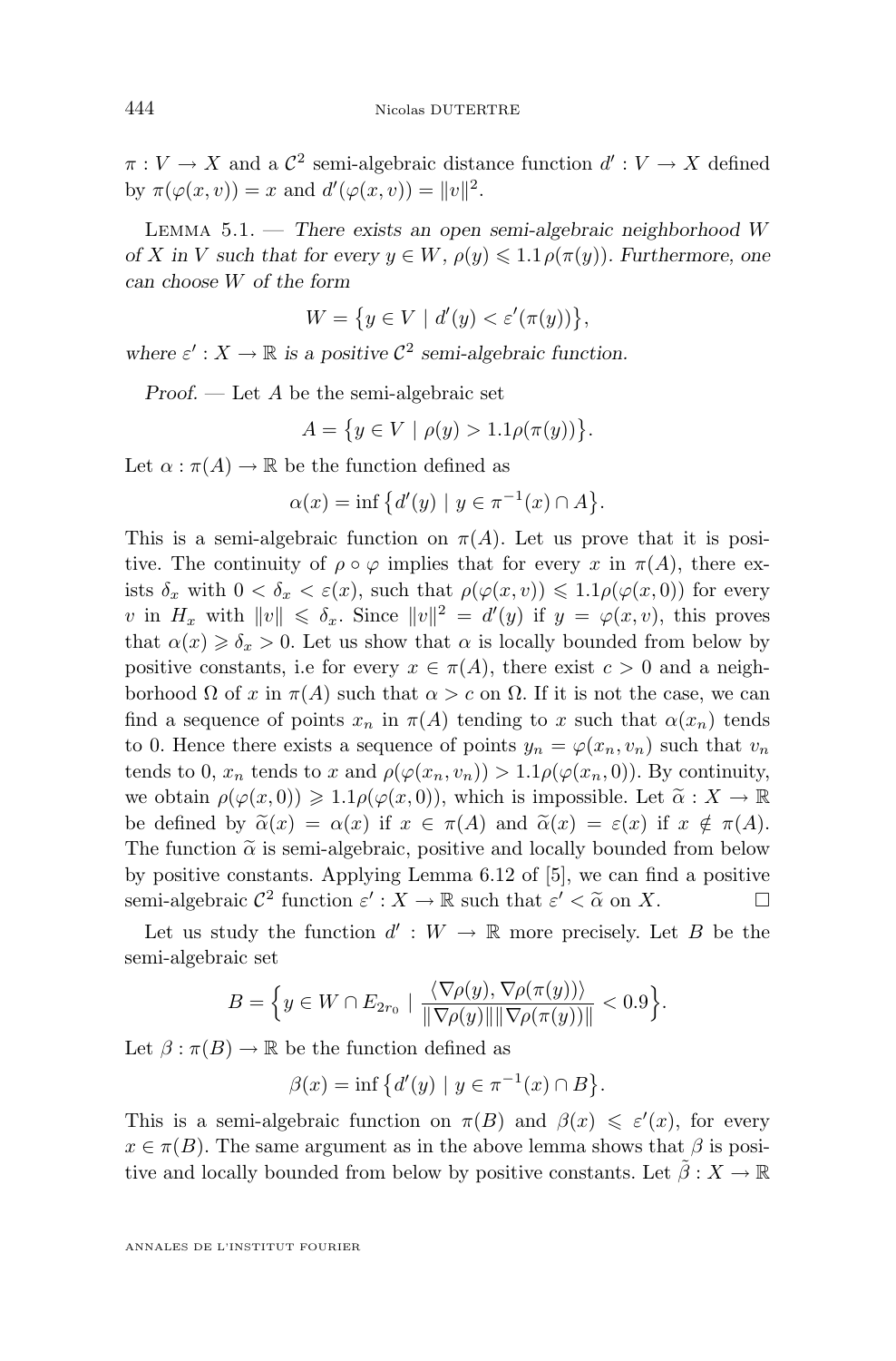$\pi : V \to X$ and a $\mathcal{C}^2$ semi-algebraic distance function $d' : V \to X$ defined by $\pi(\varphi(x,v)) = x$ and $d'(\varphi(x,v)) = \|v\|^2$.

Lemma 5.1. — *There exists an open semi-algebraic neighborhood $W$ of $X$ in $V$ such that for every $y \in W$, $\rho(y) \leqslant 1.1\,\rho(\pi(y))$. Furthermore, one can choose $W$ of the form*

$$W = \big\{ y \in V \mid d'(y) < \varepsilon'(\pi(y)) \big\},$$

*where $\varepsilon' : X \to \mathbb{R}$ is a positive $\mathcal{C}^2$ semi-algebraic function.*

*Proof.* — Let $A$ be the semi-algebraic set

$$A = \big\{ y \in V \mid \rho(y) > 1.1\rho(\pi(y)) \big\}.$$

Let $\alpha : \pi(A) \to \mathbb{R}$ be the function defined as

$$\alpha(x) = \inf \big\{ d'(y) \mid y \in \pi^{-1}(x) \cap A \big\}.$$

This is a semi-algebraic function on $\pi(A)$. Let us prove that it is positive. The continuity of $\rho \circ \varphi$ implies that for every $x$ in $\pi(A)$, there exists $\delta_x$ with $0 < \delta_x < \varepsilon(x)$, such that $\rho(\varphi(x,v)) \leqslant 1.1\rho(\varphi(x,0))$ for every $v$ in $H_x$ with $\|v\| \leqslant \delta_x$. Since $\|v\|^2 = d'(y)$ if $y = \varphi(x,v)$, this proves that $\alpha(x) \geqslant \delta_x > 0$. Let us show that $\alpha$ is locally bounded from below by positive constants, i.e for every $x \in \pi(A)$, there exist $c > 0$ and a neighborhood $\Omega$ of $x$ in $\pi(A)$ such that $\alpha > c$ on $\Omega$. If it is not the case, we can find a sequence of points $x_n$ in $\pi(A)$ tending to $x$ such that $\alpha(x_n)$ tends to 0. Hence there exists a sequence of points $y_n = \varphi(x_n, v_n)$ such that $v_n$ tends to 0, $x_n$ tends to $x$ and $\rho(\varphi(x_n, v_n)) > 1.1\rho(\varphi(x_n, 0))$. By continuity, we obtain $\rho(\varphi(x,0)) \geqslant 1.1\rho(\varphi(x,0))$, which is impossible. Let $\widetilde{\alpha} : X \to \mathbb{R}$ be defined by $\widetilde{\alpha}(x) = \alpha(x)$ if $x \in \pi(A)$ and $\widetilde{\alpha}(x) = \varepsilon(x)$ if $x \notin \pi(A)$. The function $\widetilde{\alpha}$ is semi-algebraic, positive and locally bounded from below by positive constants. Applying Lemma 6.12 of [5], we can find a positive semi-algebraic $\mathcal{C}^2$ function $\varepsilon' : X \to \mathbb{R}$ such that $\varepsilon' < \widetilde{\alpha}$ on $X$. $\square$

Let us study the function $d' : W \to \mathbb{R}$ more precisely. Let $B$ be the semi-algebraic set

$$B = \Big\{ y \in W \cap E_{2r_0} \mid \frac{\langle \nabla\rho(y), \nabla\rho(\pi(y)) \rangle}{\|\nabla\rho(y)\| \|\nabla\rho(\pi(y))\|} < 0.9 \Big\}.$$

Let $\beta : \pi(B) \to \mathbb{R}$ be the function defined as

$$\beta(x) = \inf \big\{ d'(y) \mid y \in \pi^{-1}(x) \cap B \big\}.$$

This is a semi-algebraic function on $\pi(B)$ and $\beta(x) \leqslant \varepsilon'(x)$, for every $x \in \pi(B)$. The same argument as in the above lemma shows that $\beta$ is positive and locally bounded from below by positive constants. Let $\tilde{\beta} : X \to \mathbb{R}$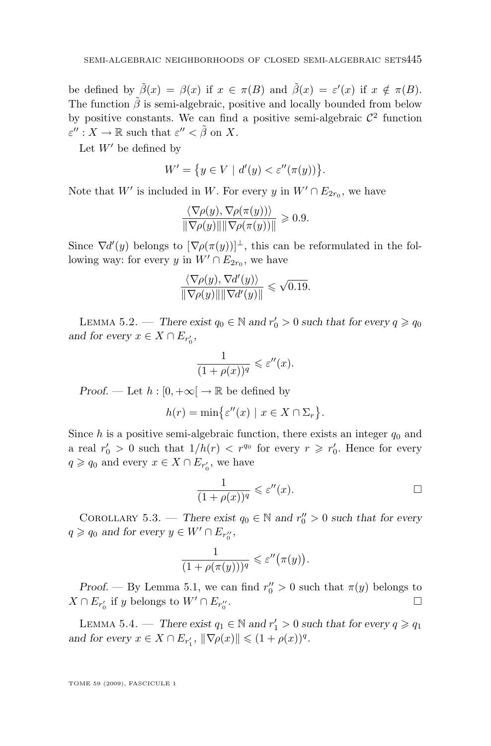be defined by $\tilde{\beta}(x) = \beta(x)$ if $x \in \pi(B)$ and $\tilde{\beta}(x) = \varepsilon'(x)$ if $x \notin \pi(B)$. The function $\tilde{\beta}$ is semi-algebraic, positive and locally bounded from below by positive constants. We can find a positive semi-algebraic $\mathcal{C}^2$ function $\varepsilon'' : X \to \mathbb{R}$ such that $\varepsilon'' < \tilde{\beta}$ on $X$.

Let $W'$ be defined by

$$W' = \{y \in V \mid d'(y) < \varepsilon''(\pi(y))\}.$$

Note that $W'$ is included in $W$. For every $y$ in $W' \cap E_{2r_0}$, we have

$$\frac{\langle \nabla\rho(y), \nabla\rho(\pi(y))\rangle}{\|\nabla\rho(y)\|\|\nabla\rho(\pi(y))\|} \geqslant 0.9.$$

Since $\nabla d'(y)$ belongs to $[\nabla\rho(\pi(y))]^{\perp}$, this can be reformulated in the following way: for every $y$ in $W' \cap E_{2r_0}$, we have

$$\frac{\langle \nabla\rho(y), \nabla d'(y)\rangle}{\|\nabla\rho(y)\|\|\nabla d'(y)\|} \leqslant \sqrt{0.19}.$$

Lemma 5.2. — *There exist $q_0 \in \mathbb{N}$ and $r_0' > 0$ such that for every $q \geqslant q_0$ and for every $x \in X \cap E_{r_0'}$,*

$$\frac{1}{(1+\rho(x))^q} \leqslant \varepsilon''(x).$$

*Proof.* — Let $h : [0, +\infty[ \to \mathbb{R}$ be defined by

$$h(r) = \min\{\varepsilon''(x) \mid x \in X \cap \Sigma_r\}.$$

Since $h$ is a positive semi-algebraic function, there exists an integer $q_0$ and a real $r_0' > 0$ such that $1/h(r) < r^{q_0}$ for every $r \geqslant r_0'$. Hence for every $q \geqslant q_0$ and every $x \in X \cap E_{r_0'}$, we have

$$\frac{1}{(1+\rho(x))^q} \leqslant \varepsilon''(x). \qquad \square$$

Corollary 5.3. — *There exist $q_0 \in \mathbb{N}$ and $r_0'' > 0$ such that for every $q \geqslant q_0$ and for every $y \in W' \cap E_{r_0''}$,*

$$\frac{1}{(1+\rho(\pi(y)))^q} \leqslant \varepsilon''\big(\pi(y)\big).$$

*Proof.* — By Lemma 5.1, we can find $r_0'' > 0$ such that $\pi(y)$ belongs to $X \cap E_{r_0'}$ if $y$ belongs to $W' \cap E_{r_0''}$. $\square$

Lemma 5.4. — *There exist $q_1 \in \mathbb{N}$ and $r_1' > 0$ such that for every $q \geqslant q_1$ and for every $x \in X \cap E_{r_1'}$, $\|\nabla\rho(x)\| \leqslant (1+\rho(x))^q$.*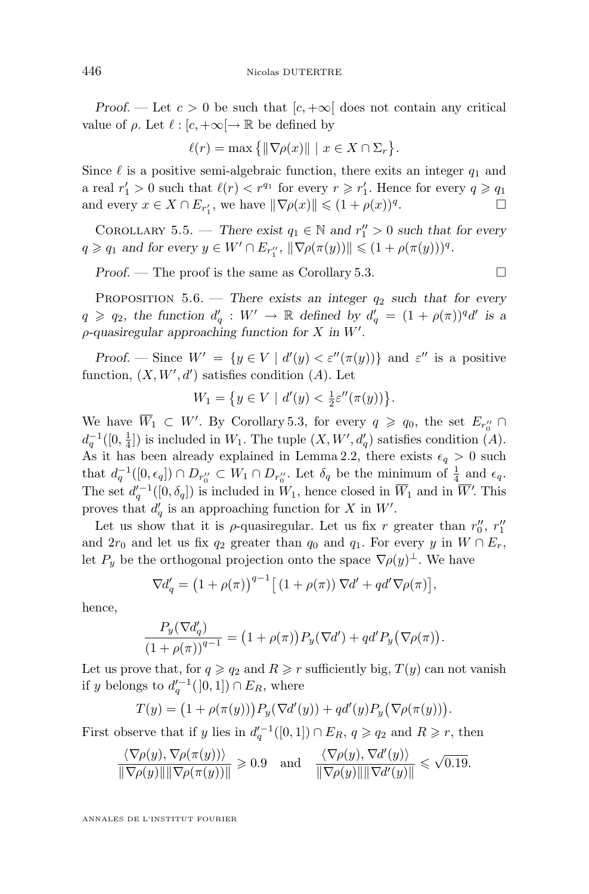*Proof.* — Let $c > 0$ be such that $[c, +\infty[$ does not contain any critical value of $\rho$. Let $\ell : [c, +\infty[ \to \mathbb{R}$ be defined by

$$\ell(r) = \max \left\{ \|\nabla \rho(x)\| \mid x \in X \cap \Sigma_r \right\}.$$

Since $\ell$ is a positive semi-algebraic function, there exits an integer $q_1$ and a real $r_1' > 0$ such that $\ell(r) < r^{q_1}$ for every $r \geqslant r_1'$. Hence for every $q \geqslant q_1$ and every $x \in X \cap E_{r_1'}$, we have $\|\nabla \rho(x)\| \leqslant (1 + \rho(x))^q$. □

Corollary 5.5. — *There exist $q_1 \in \mathbb{N}$ and $r_1'' > 0$ such that for every $q \geqslant q_1$ and for every $y \in W' \cap E_{r_1''}$, $\|\nabla \rho(\pi(y))\| \leqslant (1 + \rho(\pi(y)))^q$.*

*Proof.* — The proof is the same as Corollary 5.3. □

Proposition 5.6. — *There exists an integer $q_2$ such that for every $q \geqslant q_2$, the function $d_q' : W' \to \mathbb{R}$ defined by $d_q' = (1 + \rho(\pi))^q d'$ is a $\rho$-quasiregular approaching function for $X$ in $W'$.*

*Proof.* — Since $W' = \{ y \in V \mid d'(y) < \varepsilon''(\pi(y)) \}$ and $\varepsilon''$ is a positive function, $(X, W', d')$ satisfies condition $(A)$. Let

$$W_1 = \left\{ y \in V \mid d'(y) < \tfrac{1}{2} \varepsilon''(\pi(y)) \right\}.$$

We have $\overline{W_1} \subset W'$. By Corollary 5.3, for every $q \geqslant q_0$, the set $E_{r_0''} \cap d_q^{-1}([0, \frac{1}{4}])$ is included in $W_1$. The tuple $(X, W', d_q')$ satisfies condition $(A)$. As it has been already explained in Lemma 2.2, there exists $\epsilon_q > 0$ such that $d_q^{-1}([0, \epsilon_q]) \cap D_{r_0''} \subset W_1 \cap D_{r_0''}$. Let $\delta_q$ be the minimum of $\frac{1}{4}$ and $\epsilon_q$. The set $d_q'^{-1}([0, \delta_q])$ is included in $W_1$, hence closed in $\overline{W}_1$ and in $\overline{W'}$. This proves that $d_q'$ is an approaching function for $X$ in $W'$.

Let us show that it is $\rho$-quasiregular. Let us fix $r$ greater than $r_0''$, $r_1''$ and $2r_0$ and let us fix $q_2$ greater than $q_0$ and $q_1$. For every $y$ in $W \cap E_r$, let $P_y$ be the orthogonal projection onto the space $\nabla \rho(y)^\perp$. We have

$$\nabla d_q' = \big(1 + \rho(\pi)\big)^{q-1} \big[ \big(1 + \rho(\pi)\big) \nabla d' + q d' \nabla \rho(\pi) \big],$$

hence,

$$\frac{P_y(\nabla d_q')}{\big(1 + \rho(\pi)\big)^{q-1}} = \big(1 + \rho(\pi)\big) P_y(\nabla d') + q d' P_y\big(\nabla \rho(\pi)\big).$$

Let us prove that, for $q \geqslant q_2$ and $R \geqslant r$ sufficiently big, $T(y)$ can not vanish if $y$ belongs to $d_q'^{-1}(]0, 1]) \cap E_R$, where

$$T(y) = \big(1 + \rho(\pi(y))\big) P_y(\nabla d'(y)) + q d'(y) P_y\big(\nabla \rho(\pi(y))\big).$$

First observe that if $y$ lies in $d_q'^{-1}([0, 1]) \cap E_R$, $q \geqslant q_2$ and $R \geqslant r$, then

$$\frac{\langle \nabla \rho(y), \nabla \rho(\pi(y)) \rangle}{\|\nabla \rho(y)\| \|\nabla \rho(\pi(y))\|} \geqslant 0.9 \quad \text{and} \quad \frac{\langle \nabla \rho(y), \nabla d'(y) \rangle}{\|\nabla \rho(y)\| \|\nabla d'(y)\|} \leqslant \sqrt{0.19}.$$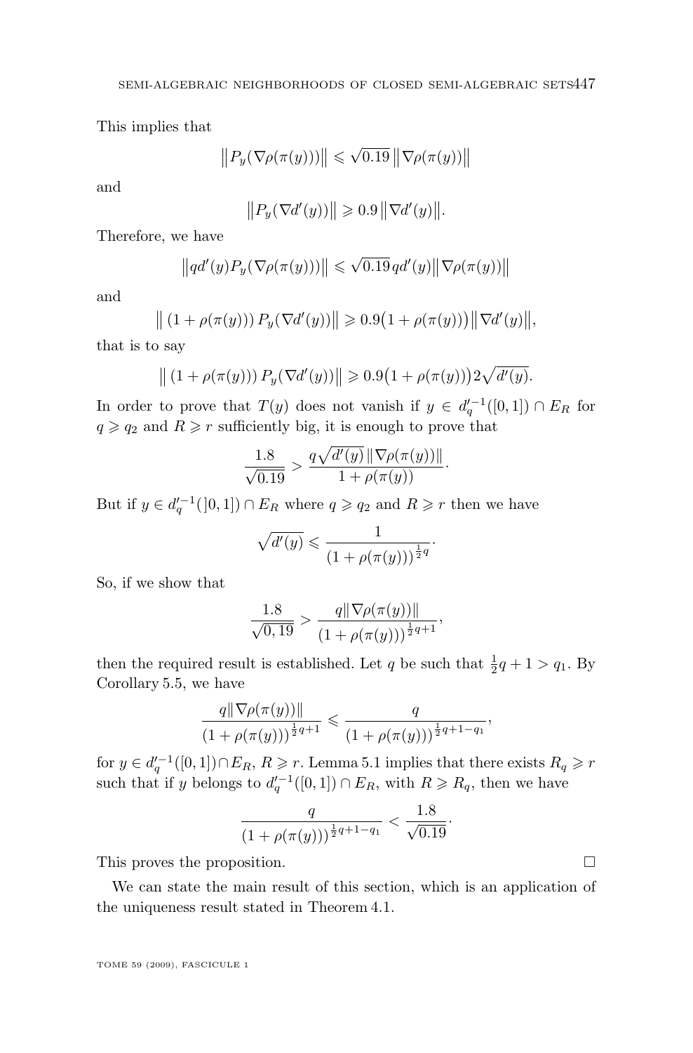This implies that

$$\left\|P_y(\nabla\rho(\pi(y)))\right\| \leqslant \sqrt{0.19}\left\|\nabla\rho(\pi(y))\right\|$$

and

$$\left\|P_y(\nabla d'(y))\right\| \geqslant 0.9\left\|\nabla d'(y)\right\|.$$

Therefore, we have

$$\left\|qd'(y)P_y(\nabla\rho(\pi(y)))\right\| \leqslant \sqrt{0.19}\,qd'(y)\left\|\nabla\rho(\pi(y))\right\|$$

and

$$\left\|\left(1+\rho(\pi(y))\right)P_y(\nabla d'(y))\right\| \geqslant 0.9\big(1+\rho(\pi(y))\big)\left\|\nabla d'(y)\right\|,$$

that is to say

$$\left\|\left(1+\rho(\pi(y))\right)P_y(\nabla d'(y))\right\| \geqslant 0.9\big(1+\rho(\pi(y))\big)2\sqrt{d'(y)}.$$

In order to prove that $T(y)$ does not vanish if $y \in d_q'^{-1}([0,1]) \cap E_R$ for $q \geqslant q_2$ and $R \geqslant r$ sufficiently big, it is enough to prove that

$$\frac{1.8}{\sqrt{0.19}} > \frac{q\sqrt{d'(y)}\,\|\nabla\rho(\pi(y))\|}{1+\rho(\pi(y))}.$$

But if $y \in d_q'^{-1}(]0,1]) \cap E_R$ where $q \geqslant q_2$ and $R \geqslant r$ then we have

$$\sqrt{d'(y)} \leqslant \frac{1}{(1+\rho(\pi(y)))^{\frac{1}{2}q}}.$$

So, if we show that

$$\frac{1.8}{\sqrt{0,19}} > \frac{q\|\nabla\rho(\pi(y))\|}{(1+\rho(\pi(y)))^{\frac{1}{2}q+1}},$$

then the required result is established. Let $q$ be such that $\frac{1}{2}q+1 > q_1$. By Corollary 5.5, we have

$$\frac{q\|\nabla\rho(\pi(y))\|}{(1+\rho(\pi(y)))^{\frac{1}{2}q+1}} \leqslant \frac{q}{(1+\rho(\pi(y)))^{\frac{1}{2}q+1-q_1}},$$

for $y \in d_q'^{-1}([0,1]) \cap E_R$, $R \geqslant r$. Lemma 5.1 implies that there exists $R_q \geqslant r$ such that if $y$ belongs to $d_q'^{-1}([0,1]) \cap E_R$, with $R \geqslant R_q$, then we have

$$\frac{q}{(1+\rho(\pi(y)))^{\frac{1}{2}q+1-q_1}} < \frac{1.8}{\sqrt{0.19}}.$$

This proves the proposition. □

We can state the main result of this section, which is an application of the uniqueness result stated in Theorem 4.1.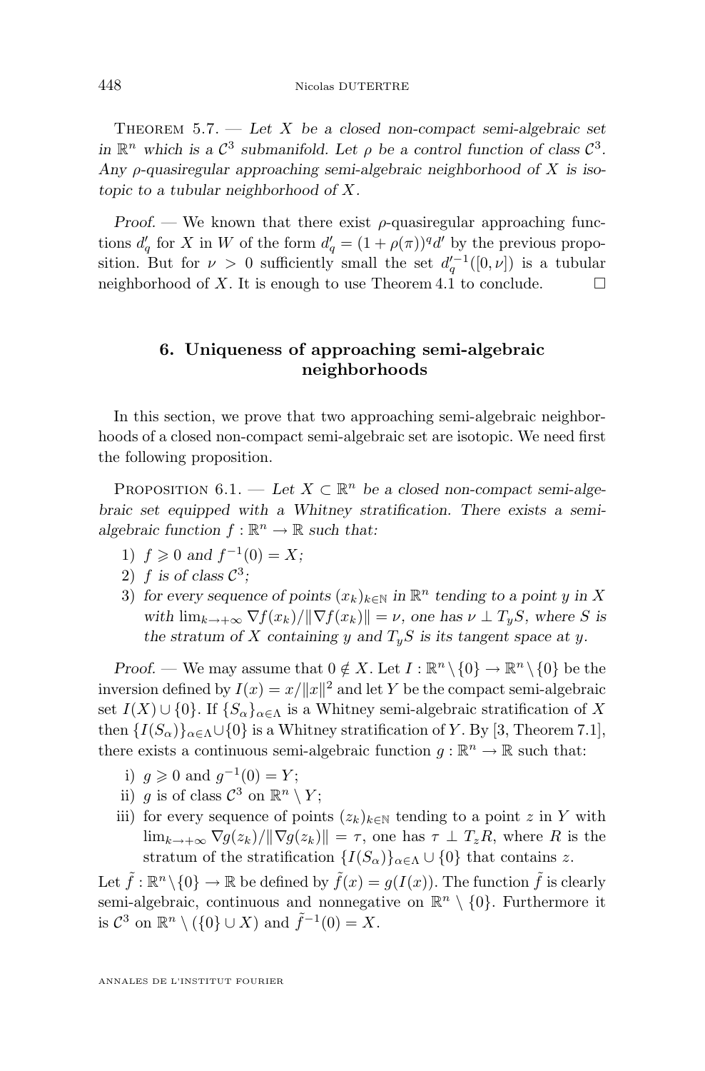Theorem 5.7. — *Let $X$ be a closed non-compact semi-algebraic set in $\mathbb{R}^n$ which is a $\mathcal{C}^3$ submanifold. Let $\rho$ be a control function of class $\mathcal{C}^3$. Any $\rho$-quasiregular approaching semi-algebraic neighborhood of $X$ is isotopic to a tubular neighborhood of $X$.*

*Proof.* — We known that there exist $\rho$-quasiregular approaching functions $d'_q$ for $X$ in $W$ of the form $d'_q = (1+\rho(\pi))^q d'$ by the previous proposition. But for $\nu > 0$ sufficiently small the set ${d'_q}^{-1}([0,\nu])$ is a tubular neighborhood of $X$. It is enough to use Theorem 4.1 to conclude. □

## 6. Uniqueness of approaching semi-algebraic neighborhoods

In this section, we prove that two approaching semi-algebraic neighborhoods of a closed non-compact semi-algebraic set are isotopic. We need first the following proposition.

Proposition 6.1. — *Let $X \subset \mathbb{R}^n$ be a closed non-compact semi-algebraic set equipped with a Whitney stratification. There exists a semi-algebraic function $f : \mathbb{R}^n \to \mathbb{R}$ such that:*

1) *$f \geqslant 0$ and $f^{-1}(0) = X$;*
2) *$f$ is of class $\mathcal{C}^3$;*
3) *for every sequence of points $(x_k)_{k\in\mathbb{N}}$ in $\mathbb{R}^n$ tending to a point $y$ in $X$ with $\lim_{k\to+\infty} \nabla f(x_k)/\|\nabla f(x_k)\| = \nu$, one has $\nu \perp T_yS$, where $S$ is the stratum of $X$ containing $y$ and $T_yS$ is its tangent space at $y$.*

*Proof.* — We may assume that $0 \notin X$. Let $I : \mathbb{R}^n \setminus \{0\} \to \mathbb{R}^n \setminus \{0\}$ be the inversion defined by $I(x) = x/\|x\|^2$ and let $Y$ be the compact semi-algebraic set $I(X) \cup \{0\}$. If $\{S_\alpha\}_{\alpha\in\Lambda}$ is a Whitney semi-algebraic stratification of $X$ then $\{I(S_\alpha)\}_{\alpha\in\Lambda} \cup \{0\}$ is a Whitney stratification of $Y$. By [3, Theorem 7.1], there exists a continuous semi-algebraic function $g : \mathbb{R}^n \to \mathbb{R}$ such that:

i) $g \geqslant 0$ and $g^{-1}(0) = Y$;
ii) $g$ is of class $\mathcal{C}^3$ on $\mathbb{R}^n \setminus Y$;
iii) for every sequence of points $(z_k)_{k\in\mathbb{N}}$ tending to a point $z$ in $Y$ with $\lim_{k\to+\infty} \nabla g(z_k)/\|\nabla g(z_k)\| = \tau$, one has $\tau \perp T_zR$, where $R$ is the stratum of the stratification $\{I(S_\alpha)\}_{\alpha\in\Lambda} \cup \{0\}$ that contains $z$.

Let $\tilde{f} : \mathbb{R}^n \setminus \{0\} \to \mathbb{R}$ be defined by $\tilde{f}(x) = g(I(x))$. The function $\tilde{f}$ is clearly semi-algebraic, continuous and nonnegative on $\mathbb{R}^n \setminus \{0\}$. Furthermore it is $\mathcal{C}^3$ on $\mathbb{R}^n \setminus (\{0\} \cup X)$ and $\tilde{f}^{-1}(0) = X$.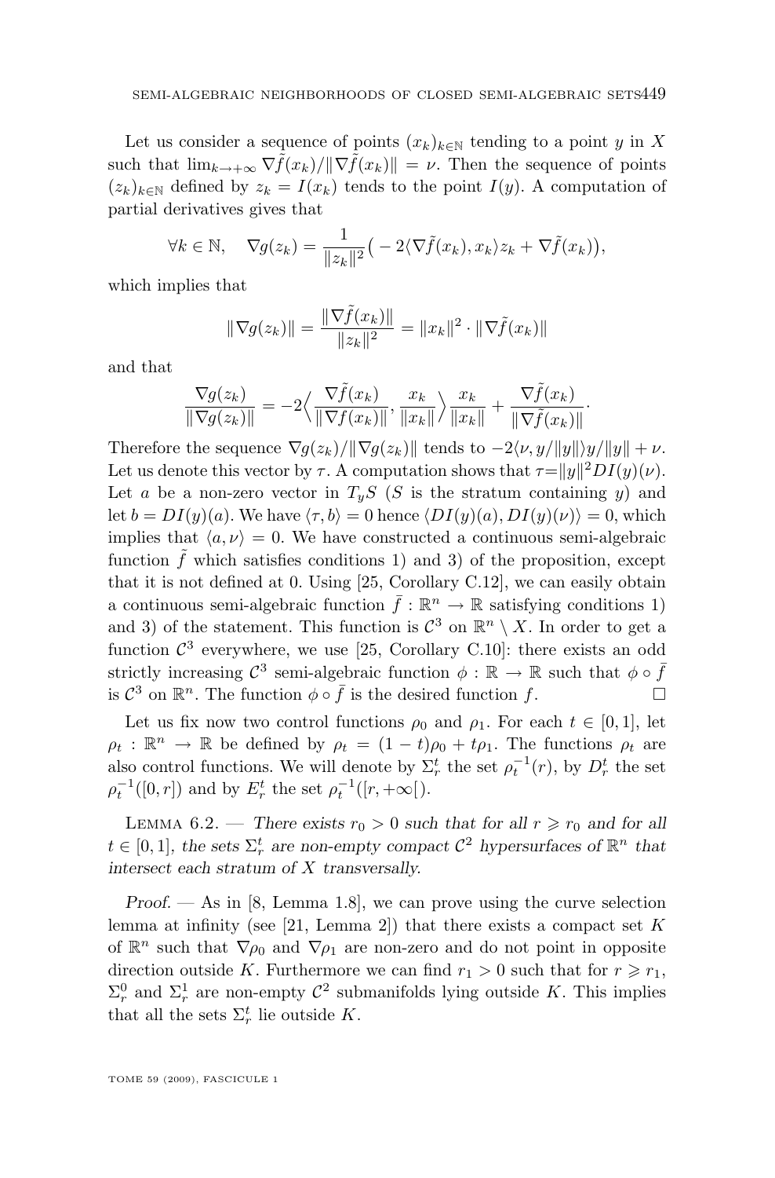Let us consider a sequence of points $(x_k)_{k\in\mathbb{N}}$ tending to a point $y$ in $X$ such that $\lim_{k\to+\infty} \nabla\tilde{f}(x_k)/\|\nabla\tilde{f}(x_k)\| = \nu$. Then the sequence of points $(z_k)_{k\in\mathbb{N}}$ defined by $z_k = I(x_k)$ tends to the point $I(y)$. A computation of partial derivatives gives that

$$\forall k \in \mathbb{N}, \quad \nabla g(z_k) = \frac{1}{\|z_k\|^2}\big(-2\langle \nabla\tilde{f}(x_k), x_k\rangle z_k + \nabla\tilde{f}(x_k)\big),$$

which implies that

$$\|\nabla g(z_k)\| = \frac{\|\nabla\tilde{f}(x_k)\|}{\|z_k\|^2} = \|x_k\|^2 \cdot \|\nabla\tilde{f}(x_k)\|$$

and that

$$\frac{\nabla g(z_k)}{\|\nabla g(z_k)\|} = -2\Big\langle \frac{\nabla\tilde{f}(x_k)}{\|\nabla\tilde{f}(x_k)\|}, \frac{x_k}{\|x_k\|}\Big\rangle \frac{x_k}{\|x_k\|} + \frac{\nabla\tilde{f}(x_k)}{\|\nabla\tilde{f}(x_k)\|}.$$

Therefore the sequence $\nabla g(z_k)/\|\nabla g(z_k)\|$ tends to $-2\langle \nu, y/\|y\|\rangle y/\|y\| + \nu$. Let us denote this vector by $\tau$. A computation shows that $\tau = \|y\|^2 DI(y)(\nu)$. Let $a$ be a non-zero vector in $T_yS$ ($S$ is the stratum containing $y$) and let $b = DI(y)(a)$. We have $\langle \tau, b\rangle = 0$ hence $\langle DI(y)(a), DI(y)(\nu)\rangle = 0$, which implies that $\langle a, \nu\rangle = 0$. We have constructed a continuous semi-algebraic function $\tilde{f}$ which satisfies conditions 1) and 3) of the proposition, except that it is not defined at 0. Using [25, Corollary C.12], we can easily obtain a continuous semi-algebraic function $\bar{f} : \mathbb{R}^n \to \mathbb{R}$ satisfying conditions 1) and 3) of the statement. This function is $\mathcal{C}^3$ on $\mathbb{R}^n \setminus X$. In order to get a function $\mathcal{C}^3$ everywhere, we use [25, Corollary C.10]: there exists an odd strictly increasing $\mathcal{C}^3$ semi-algebraic function $\phi : \mathbb{R} \to \mathbb{R}$ such that $\phi \circ \bar{f}$ is $\mathcal{C}^3$ on $\mathbb{R}^n$. The function $\phi \circ \bar{f}$ is the desired function $f$. ☐

Let us fix now two control functions $\rho_0$ and $\rho_1$. For each $t \in [0,1]$, let $\rho_t : \mathbb{R}^n \to \mathbb{R}$ be defined by $\rho_t = (1-t)\rho_0 + t\rho_1$. The functions $\rho_t$ are also control functions. We will denote by $\Sigma_r^t$ the set $\rho_t^{-1}(r)$, by $D_r^t$ the set $\rho_t^{-1}([0,r])$ and by $E_r^t$ the set $\rho_t^{-1}([r,+\infty[)$.

Lemma 6.2. — *There exists $r_0 > 0$ such that for all $r \geqslant r_0$ and for all $t \in [0,1]$, the sets $\Sigma_r^t$ are non-empty compact $\mathcal{C}^2$ hypersurfaces of $\mathbb{R}^n$ that intersect each stratum of $X$ transversally.*

*Proof.* — As in [8, Lemma 1.8], we can prove using the curve selection lemma at infinity (see [21, Lemma 2]) that there exists a compact set $K$ of $\mathbb{R}^n$ such that $\nabla\rho_0$ and $\nabla\rho_1$ are non-zero and do not point in opposite direction outside $K$. Furthermore we can find $r_1 > 0$ such that for $r \geqslant r_1$, $\Sigma_r^0$ and $\Sigma_r^1$ are non-empty $\mathcal{C}^2$ submanifolds lying outside $K$. This implies that all the sets $\Sigma_r^t$ lie outside $K$.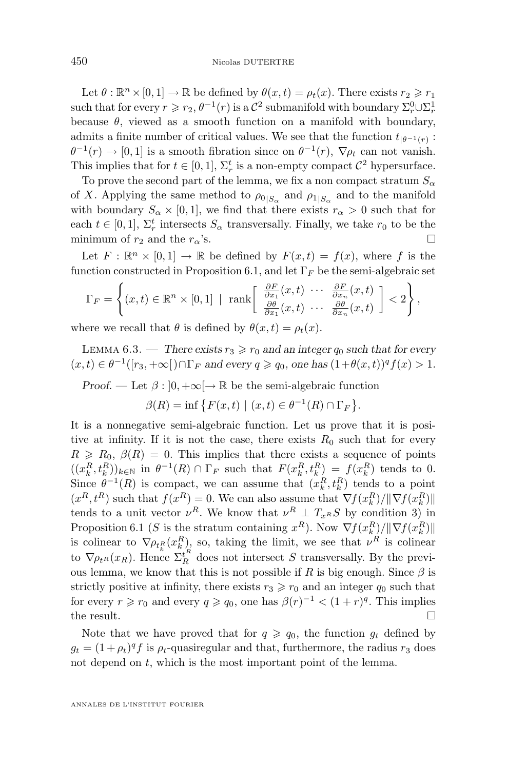Let $\theta : \mathbb{R}^n \times [0,1] \to \mathbb{R}$ be defined by $\theta(x,t) = \rho_t(x)$. There exists $r_2 \geqslant r_1$ such that for every $r \geqslant r_2$, $\theta^{-1}(r)$ is a $\mathcal{C}^2$ submanifold with boundary $\Sigma_r^0 \cup \Sigma_r^1$ because $\theta$, viewed as a smooth function on a manifold with boundary, admits a finite number of critical values. We see that the function $t_{|\theta^{-1}(r)} : \theta^{-1}(r) \to [0,1]$ is a smooth fibration since on $\theta^{-1}(r)$, $\nabla \rho_t$ can not vanish. This implies that for $t \in [0,1]$, $\Sigma_r^t$ is a non-empty compact $\mathcal{C}^2$ hypersurface.

To prove the second part of the lemma, we fix a non compact stratum $S_\alpha$ of $X$. Applying the same method to $\rho_{0|S_\alpha}$ and $\rho_{1|S_\alpha}$ and to the manifold with boundary $S_\alpha \times [0,1]$, we find that there exists $r_\alpha > 0$ such that for each $t \in [0,1]$, $\Sigma_r^t$ intersects $S_\alpha$ transversally. Finally, we take $r_0$ to be the minimum of $r_2$ and the $r_\alpha$'s. □

Let $F : \mathbb{R}^n \times [0,1] \to \mathbb{R}$ be defined by $F(x,t) = f(x)$, where $f$ is the function constructed in Proposition 6.1, and let $\Gamma_F$ be the semi-algebraic set

$$\Gamma_F = \left\{ (x,t) \in \mathbb{R}^n \times [0,1] \ \mid \ \operatorname{rank} \begin{bmatrix} \frac{\partial F}{\partial x_1}(x,t) & \cdots & \frac{\partial F}{\partial x_n}(x,t) \\ \frac{\partial \theta}{\partial x_1}(x,t) & \cdots & \frac{\partial \theta}{\partial x_n}(x,t) \end{bmatrix} < 2 \right\},$$

where we recall that $\theta$ is defined by $\theta(x,t) = \rho_t(x)$.

Lemma 6.3. — *There exists $r_3 \geqslant r_0$ and an integer $q_0$ such that for every $(x,t) \in \theta^{-1}([r_3, +\infty[) \cap \Gamma_F$ and every $q \geqslant q_0$, one has $(1+\theta(x,t))^q f(x) > 1$.*

*Proof.* — Let $\beta : ]0, +\infty[ \to \mathbb{R}$ be the semi-algebraic function

$$\beta(R) = \inf \left\{ F(x,t) \mid (x,t) \in \theta^{-1}(R) \cap \Gamma_F \right\}.$$

It is a nonnegative semi-algebraic function. Let us prove that it is positive at infinity. If it is not the case, there exists $R_0$ such that for every $R \geqslant R_0$, $\beta(R) = 0$. This implies that there exists a sequence of points $((x_k^R, t_k^R))_{k \in \mathbb{N}}$ in $\theta^{-1}(R) \cap \Gamma_F$ such that $F(x_k^R, t_k^R) = f(x_k^R)$ tends to 0. Since $\theta^{-1}(R)$ is compact, we can assume that $(x_k^R, t_k^R)$ tends to a point $(x^R, t^R)$ such that $f(x^R) = 0$. We can also assume that $\nabla f(x_k^R)/\|\nabla f(x_k^R)\|$ tends to a unit vector $\nu^R$. We know that $\nu^R \perp T_{x^R} S$ by condition 3) in Proposition 6.1 ($S$ is the stratum containing $x^R$). Now $\nabla f(x_k^R)/\|\nabla f(x_k^R)\|$ is colinear to $\nabla \rho_{t_k^R}(x_k^R)$, so, taking the limit, we see that $\nu^R$ is colinear to $\nabla \rho_{t^R}(x_R)$. Hence $\Sigma_R^{t^R}$ does not intersect $S$ transversally. By the previous lemma, we know that this is not possible if $R$ is big enough. Since $\beta$ is strictly positive at infinity, there exists $r_3 \geqslant r_0$ and an integer $q_0$ such that for every $r \geqslant r_0$ and every $q \geqslant q_0$, one has $\beta(r)^{-1} < (1+r)^q$. This implies the result. □

Note that we have proved that for $q \geqslant q_0$, the function $g_t$ defined by $g_t = (1+\rho_t)^q f$ is $\rho_t$-quasiregular and that, furthermore, the radius $r_3$ does not depend on $t$, which is the most important point of the lemma.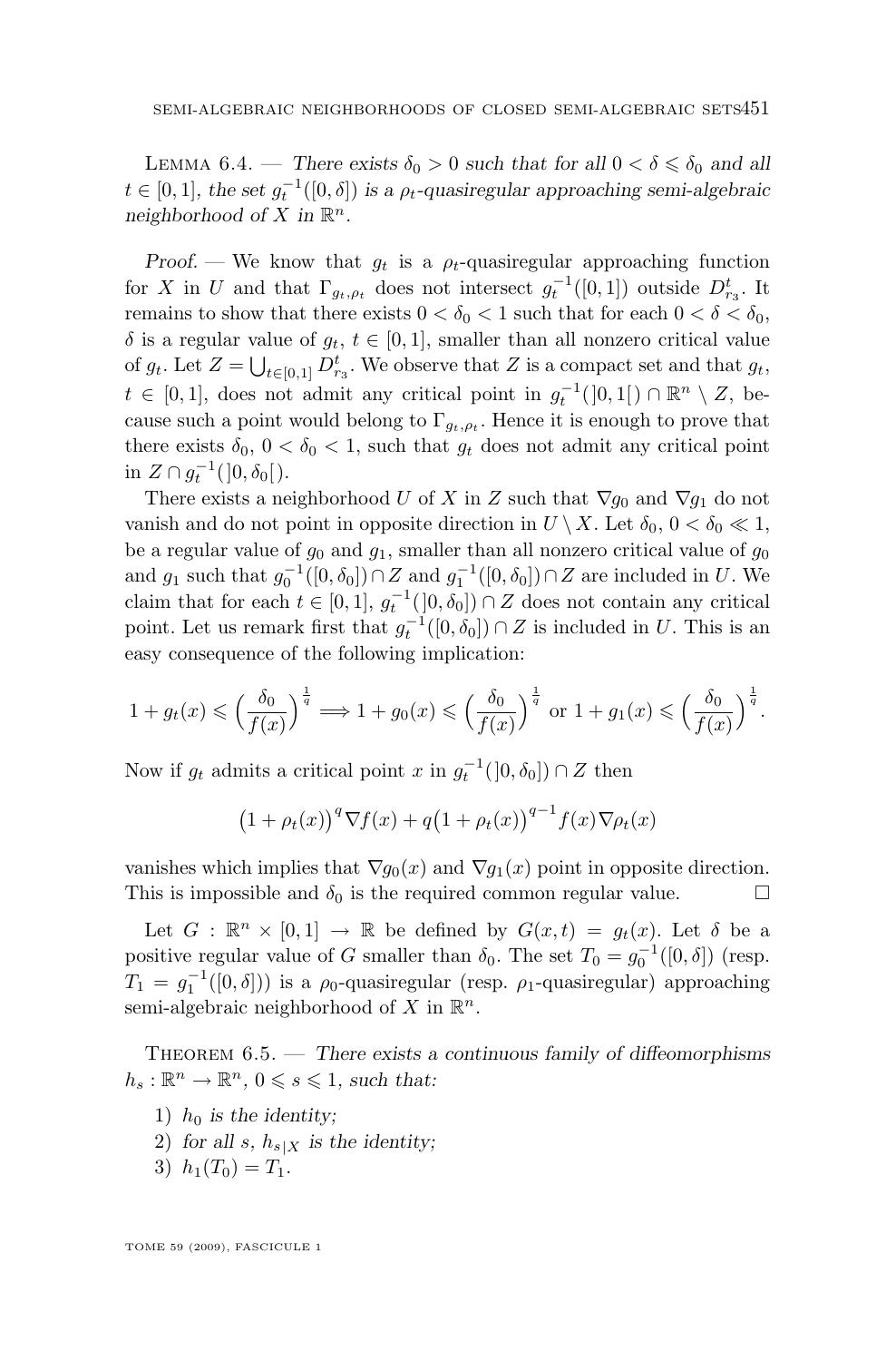Lemma 6.4. — *There exists $\delta_0 > 0$ such that for all $0 < \delta \leqslant \delta_0$ and all $t \in [0,1]$, the set $g_t^{-1}([0,\delta])$ is a $\rho_t$-quasiregular approaching semi-algebraic neighborhood of $X$ in $\mathbb{R}^n$.*

*Proof.* — We know that $g_t$ is a $\rho_t$-quasiregular approaching function for $X$ in $U$ and that $\Gamma_{g_t,\rho_t}$ does not intersect $g_t^{-1}([0,1])$ outside $D^t_{r_3}$. It remains to show that there exists $0 < \delta_0 < 1$ such that for each $0 < \delta < \delta_0$, $\delta$ is a regular value of $g_t$, $t \in [0,1]$, smaller than all nonzero critical value of $g_t$. Let $Z = \bigcup_{t\in[0,1]} D^t_{r_3}$. We observe that $Z$ is a compact set and that $g_t$, $t \in [0,1]$, does not admit any critical point in $g_t^{-1}(]0,1[) \cap \mathbb{R}^n \setminus Z$, because such a point would belong to $\Gamma_{g_t,\rho_t}$. Hence it is enough to prove that there exists $\delta_0$, $0 < \delta_0 < 1$, such that $g_t$ does not admit any critical point in $Z \cap g_t^{-1}(]0,\delta_0[)$.

There exists a neighborhood $U$ of $X$ in $Z$ such that $\nabla g_0$ and $\nabla g_1$ do not vanish and do not point in opposite direction in $U \setminus X$. Let $\delta_0$, $0 < \delta_0 \ll 1$, be a regular value of $g_0$ and $g_1$, smaller than all nonzero critical value of $g_0$ and $g_1$ such that $g_0^{-1}([0,\delta_0]) \cap Z$ and $g_1^{-1}([0,\delta_0]) \cap Z$ are included in $U$. We claim that for each $t \in [0,1]$, $g_t^{-1}(]0,\delta_0]) \cap Z$ does not contain any critical point. Let us remark first that $g_t^{-1}([0,\delta_0]) \cap Z$ is included in $U$. This is an easy consequence of the following implication:

$$1 + g_t(x) \leqslant \Big(\frac{\delta_0}{f(x)}\Big)^{\frac{1}{q}} \Longrightarrow 1 + g_0(x) \leqslant \Big(\frac{\delta_0}{f(x)}\Big)^{\frac{1}{q}} \text{ or } 1 + g_1(x) \leqslant \Big(\frac{\delta_0}{f(x)}\Big)^{\frac{1}{q}}.$$

Now if $g_t$ admits a critical point $x$ in $g_t^{-1}(]0,\delta_0]) \cap Z$ then

$$\big(1+\rho_t(x)\big)^q \nabla f(x) + q\big(1+\rho_t(x)\big)^{q-1} f(x) \nabla\rho_t(x)$$

vanishes which implies that $\nabla g_0(x)$ and $\nabla g_1(x)$ point in opposite direction. This is impossible and $\delta_0$ is the required common regular value. □

Let $G : \mathbb{R}^n \times [0,1] \to \mathbb{R}$ be defined by $G(x,t) = g_t(x)$. Let $\delta$ be a positive regular value of $G$ smaller than $\delta_0$. The set $T_0 = g_0^{-1}([0,\delta])$ (resp. $T_1 = g_1^{-1}([0,\delta])$) is a $\rho_0$-quasiregular (resp. $\rho_1$-quasiregular) approaching semi-algebraic neighborhood of $X$ in $\mathbb{R}^n$.

Theorem 6.5. — *There exists a continuous family of diffeomorphisms $h_s : \mathbb{R}^n \to \mathbb{R}^n$, $0 \leqslant s \leqslant 1$, such that:*

1) *$h_0$ is the identity;*
2) *for all $s$, $h_{s|X}$ is the identity;*
3) *$h_1(T_0) = T_1$.*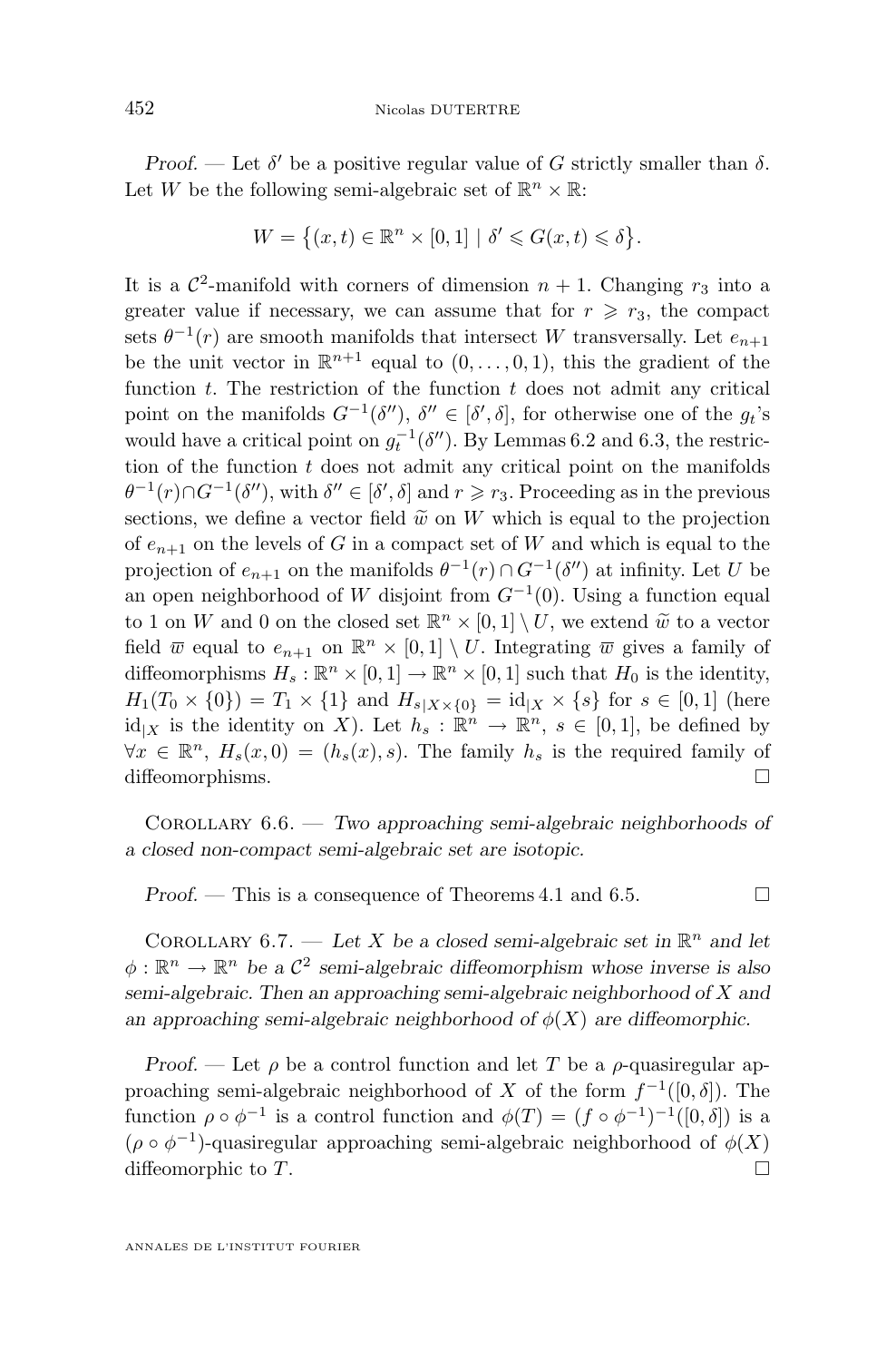*Proof.* — Let $\delta'$ be a positive regular value of $G$ strictly smaller than $\delta$. Let $W$ be the following semi-algebraic set of $\mathbb{R}^n \times \mathbb{R}$:

$$W = \big\{(x,t) \in \mathbb{R}^n \times [0,1] \mid \delta' \leqslant G(x,t) \leqslant \delta\big\}.$$

It is a $\mathcal{C}^2$-manifold with corners of dimension $n+1$. Changing $r_3$ into a greater value if necessary, we can assume that for $r \geqslant r_3$, the compact sets $\theta^{-1}(r)$ are smooth manifolds that intersect $W$ transversally. Let $e_{n+1}$ be the unit vector in $\mathbb{R}^{n+1}$ equal to $(0,\ldots,0,1)$, this the gradient of the function $t$. The restriction of the function $t$ does not admit any critical point on the manifolds $G^{-1}(\delta'')$, $\delta'' \in [\delta', \delta]$, for otherwise one of the $g_t$'s would have a critical point on $g_t^{-1}(\delta'')$. By Lemmas 6.2 and 6.3, the restriction of the function $t$ does not admit any critical point on the manifolds $\theta^{-1}(r) \cap G^{-1}(\delta'')$, with $\delta'' \in [\delta', \delta]$ and $r \geqslant r_3$. Proceeding as in the previous sections, we define a vector field $\widetilde{w}$ on $W$ which is equal to the projection of $e_{n+1}$ on the levels of $G$ in a compact set of $W$ and which is equal to the projection of $e_{n+1}$ on the manifolds $\theta^{-1}(r) \cap G^{-1}(\delta'')$ at infinity. Let $U$ be an open neighborhood of $W$ disjoint from $G^{-1}(0)$. Using a function equal to 1 on $W$ and 0 on the closed set $\mathbb{R}^n \times [0,1] \setminus U$, we extend $\widetilde{w}$ to a vector field $\overline{w}$ equal to $e_{n+1}$ on $\mathbb{R}^n \times [0,1] \setminus U$. Integrating $\overline{w}$ gives a family of diffeomorphisms $H_s : \mathbb{R}^n \times [0,1] \to \mathbb{R}^n \times [0,1]$ such that $H_0$ is the identity, $H_1(T_0 \times \{0\}) = T_1 \times \{1\}$ and $H_{s|X \times \{0\}} = \mathrm{id}_{|X} \times \{s\}$ for $s \in [0,1]$ (here $\mathrm{id}_{|X}$ is the identity on $X$). Let $h_s : \mathbb{R}^n \to \mathbb{R}^n$, $s \in [0,1]$, be defined by $\forall x \in \mathbb{R}^n$, $H_s(x,0) = (h_s(x), s)$. The family $h_s$ is the required family of diffeomorphisms. □

Corollary 6.6. — *Two approaching semi-algebraic neighborhoods of a closed non-compact semi-algebraic set are isotopic.*

*Proof.* — This is a consequence of Theorems 4.1 and 6.5. □

Corollary 6.7. — *Let $X$ be a closed semi-algebraic set in $\mathbb{R}^n$ and let $\phi : \mathbb{R}^n \to \mathbb{R}^n$ be a $\mathcal{C}^2$ semi-algebraic diffeomorphism whose inverse is also semi-algebraic. Then an approaching semi-algebraic neighborhood of $X$ and an approaching semi-algebraic neighborhood of $\phi(X)$ are diffeomorphic.*

*Proof.* — Let $\rho$ be a control function and let $T$ be a $\rho$-quasiregular approaching semi-algebraic neighborhood of $X$ of the form $f^{-1}([0,\delta])$. The function $\rho \circ \phi^{-1}$ is a control function and $\phi(T) = (f \circ \phi^{-1})^{-1}([0,\delta])$ is a $(\rho \circ \phi^{-1})$-quasiregular approaching semi-algebraic neighborhood of $\phi(X)$ diffeomorphic to $T$. □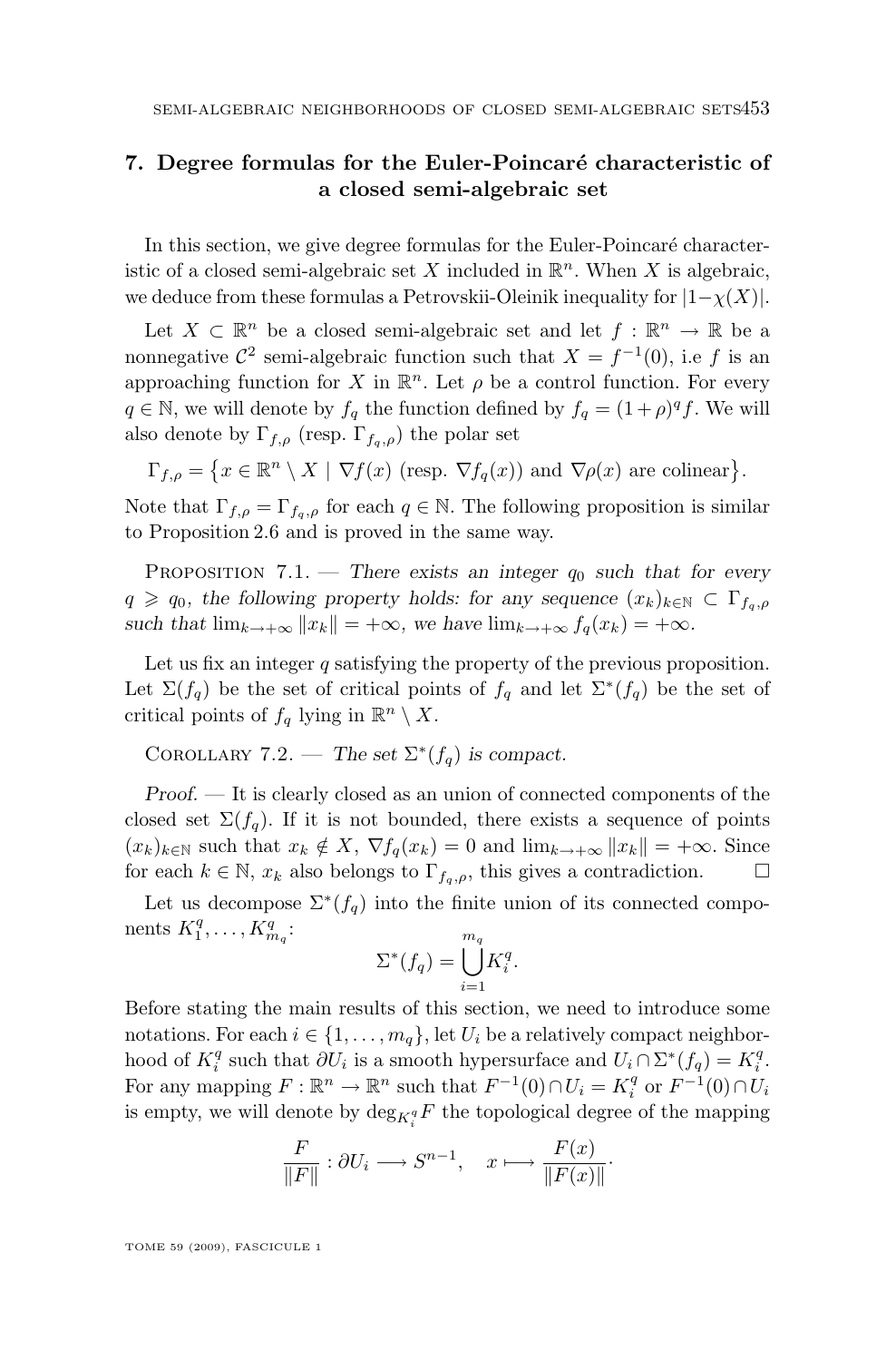## 7. Degree formulas for the Euler-Poincaré characteristic of a closed semi-algebraic set

In this section, we give degree formulas for the Euler-Poincaré characteristic of a closed semi-algebraic set $X$ included in $\mathbb{R}^n$. When $X$ is algebraic, we deduce from these formulas a Petrovskii-Oleinik inequality for $|1-\chi(X)|$.

Let $X \subset \mathbb{R}^n$ be a closed semi-algebraic set and let $f : \mathbb{R}^n \to \mathbb{R}$ be a nonnegative $\mathcal{C}^2$ semi-algebraic function such that $X = f^{-1}(0)$, i.e $f$ is an approaching function for $X$ in $\mathbb{R}^n$. Let $\rho$ be a control function. For every $q \in \mathbb{N}$, we will denote by $f_q$ the function defined by $f_q = (1+\rho)^q f$. We will also denote by $\Gamma_{f,\rho}$ (resp. $\Gamma_{f_q,\rho}$) the polar set

$$\Gamma_{f,\rho} = \left\{ x \in \mathbb{R}^n \setminus X \mid \nabla f(x) \text{ (resp. } \nabla f_q(x)) \text{ and } \nabla \rho(x) \text{ are colinear} \right\}.$$

Note that $\Gamma_{f,\rho} = \Gamma_{f_q,\rho}$ for each $q \in \mathbb{N}$. The following proposition is similar to Proposition 2.6 and is proved in the same way.

Proposition 7.1. — *There exists an integer $q_0$ such that for every $q \geqslant q_0$, the following property holds: for any sequence $(x_k)_{k\in\mathbb{N}} \subset \Gamma_{f_q,\rho}$ such that $\lim_{k\to+\infty} \|x_k\| = +\infty$, we have $\lim_{k\to+\infty} f_q(x_k) = +\infty$.*

Let us fix an integer $q$ satisfying the property of the previous proposition. Let $\Sigma(f_q)$ be the set of critical points of $f_q$ and let $\Sigma^*(f_q)$ be the set of critical points of $f_q$ lying in $\mathbb{R}^n \setminus X$.

Corollary 7.2. — *The set $\Sigma^*(f_q)$ is compact.*

*Proof.* — It is clearly closed as an union of connected components of the closed set $\Sigma(f_q)$. If it is not bounded, there exists a sequence of points $(x_k)_{k\in\mathbb{N}}$ such that $x_k \notin X$, $\nabla f_q(x_k) = 0$ and $\lim_{k\to+\infty} \|x_k\| = +\infty$. Since for each $k \in \mathbb{N}$, $x_k$ also belongs to $\Gamma_{f_q,\rho}$, this gives a contradiction. □

Let us decompose $\Sigma^*(f_q)$ into the finite union of its connected components $K_1^q, \ldots, K_{m_q}^q$:

$$\Sigma^*(f_q) = \bigcup_{i=1}^{m_q} K_i^q.$$

Before stating the main results of this section, we need to introduce some notations. For each $i \in \{1, \ldots, m_q\}$, let $U_i$ be a relatively compact neighborhood of $K_i^q$ such that $\partial U_i$ is a smooth hypersurface and $U_i \cap \Sigma^*(f_q) = K_i^q$. For any mapping $F : \mathbb{R}^n \to \mathbb{R}^n$ such that $F^{-1}(0) \cap U_i = K_i^q$ or $F^{-1}(0) \cap U_i$ is empty, we will denote by $\deg_{K_i^q} F$ the topological degree of the mapping

$$\frac{F}{\|F\|} : \partial U_i \longrightarrow S^{n-1}, \quad x \longmapsto \frac{F(x)}{\|F(x)\|}.$$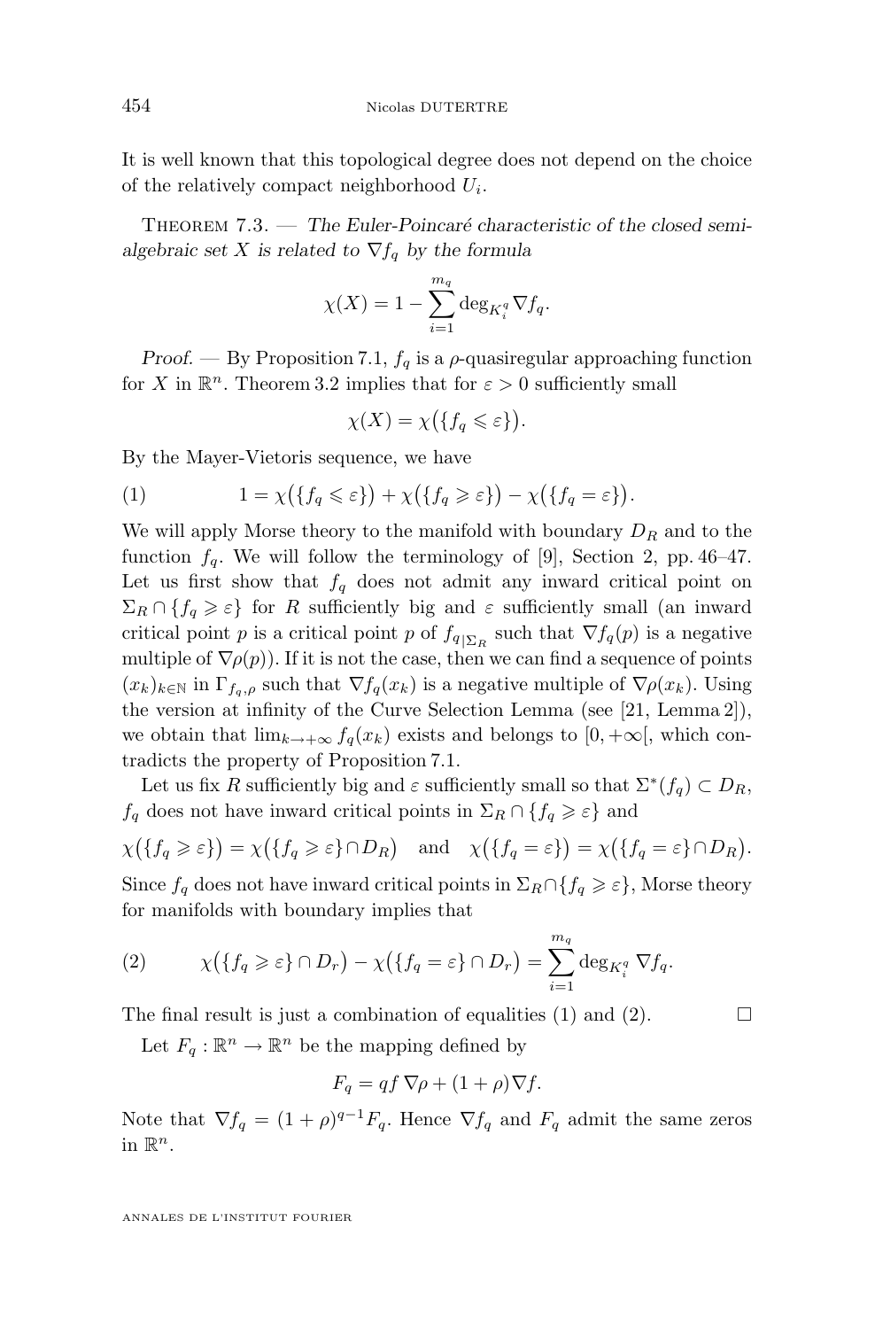It is well known that this topological degree does not depend on the choice of the relatively compact neighborhood $U_i$.

Theorem 7.3. — *The Euler-Poincaré characteristic of the closed semi-algebraic set $X$ is related to $\nabla f_q$ by the formula*

$$\chi(X) = 1 - \sum_{i=1}^{m_q} \deg_{K_i^q} \nabla f_q.$$

*Proof.* — By Proposition 7.1, $f_q$ is a $\rho$-quasiregular approaching function for $X$ in $\mathbb{R}^n$. Theorem 3.2 implies that for $\varepsilon > 0$ sufficiently small

$$\chi(X) = \chi\big(\{f_q \leqslant \varepsilon\}\big).$$

By the Mayer-Vietoris sequence, we have

$$1 = \chi\big(\{f_q \leqslant \varepsilon\}\big) + \chi\big(\{f_q \geqslant \varepsilon\}\big) - \chi\big(\{f_q = \varepsilon\}\big). \tag{1}$$

We will apply Morse theory to the manifold with boundary $D_R$ and to the function $f_q$. We will follow the terminology of [9], Section 2, pp. 46–47. Let us first show that $f_q$ does not admit any inward critical point on $\Sigma_R \cap \{f_q \geqslant \varepsilon\}$ for $R$ sufficiently big and $\varepsilon$ sufficiently small (an inward critical point $p$ is a critical point $p$ of $f_{q|\Sigma_R}$ such that $\nabla f_q(p)$ is a negative multiple of $\nabla \rho(p)$). If it is not the case, then we can find a sequence of points $(x_k)_{k \in \mathbb{N}}$ in $\Gamma_{f_q,\rho}$ such that $\nabla f_q(x_k)$ is a negative multiple of $\nabla \rho(x_k)$. Using the version at infinity of the Curve Selection Lemma (see [21, Lemma 2]), we obtain that $\lim_{k \to +\infty} f_q(x_k)$ exists and belongs to $[0, +\infty[$, which contradicts the property of Proposition 7.1.

Let us fix $R$ sufficiently big and $\varepsilon$ sufficiently small so that $\Sigma^*(f_q) \subset D_R$, $f_q$ does not have inward critical points in $\Sigma_R \cap \{f_q \geqslant \varepsilon\}$ and

$$\chi\big(\{f_q \geqslant \varepsilon\}\big) = \chi\big(\{f_q \geqslant \varepsilon\} \cap D_R\big) \quad \text{and} \quad \chi\big(\{f_q = \varepsilon\}\big) = \chi\big(\{f_q = \varepsilon\} \cap D_R\big).$$

Since $f_q$ does not have inward critical points in $\Sigma_R \cap \{f_q \geqslant \varepsilon\}$, Morse theory for manifolds with boundary implies that

$$\chi\big(\{f_q \geqslant \varepsilon\} \cap D_r\big) - \chi\big(\{f_q = \varepsilon\} \cap D_r\big) = \sum_{i=1}^{m_q} \deg_{K_i^q} \nabla f_q. \tag{2}$$

The final result is just a combination of equalities (1) and (2). □

Let $F_q : \mathbb{R}^n \to \mathbb{R}^n$ be the mapping defined by

$$F_q = qf\, \nabla \rho + (1 + \rho) \nabla f.$$

Note that $\nabla f_q = (1 + \rho)^{q-1} F_q$. Hence $\nabla f_q$ and $F_q$ admit the same zeros in $\mathbb{R}^n$.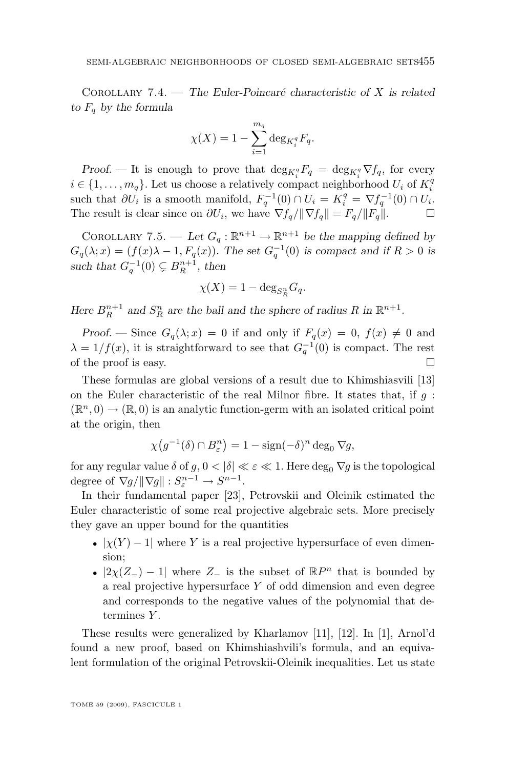Corollary 7.4. — *The Euler-Poincaré characteristic of $X$ is related to $F_q$ by the formula*

$$\chi(X) = 1 - \sum_{i=1}^{m_q} \deg_{K_i^q} F_q.$$

*Proof.* — It is enough to prove that $\deg_{K_i^q} F_q = \deg_{K_i^q} \nabla f_q$, for every $i \in \{1, \ldots, m_q\}$. Let us choose a relatively compact neighborhood $U_i$ of $K_i^q$ such that $\partial U_i$ is a smooth manifold, $F_q^{-1}(0) \cap U_i = K_i^q = \nabla f_q^{-1}(0) \cap U_i$. The result is clear since on $\partial U_i$, we have $\nabla f_q / \|\nabla f_q\| = F_q / \|F_q\|$. □

Corollary 7.5. — *Let $G_q : \mathbb{R}^{n+1} \to \mathbb{R}^{n+1}$ be the mapping defined by $G_q(\lambda; x) = (f(x)\lambda - 1, F_q(x))$. The set $G_q^{-1}(0)$ is compact and if $R > 0$ is such that $G_q^{-1}(0) \subsetneq B_R^{n+1}$, then*

$$\chi(X) = 1 - \deg_{S_R^n} G_q.$$

*Here $B_R^{n+1}$ and $S_R^n$ are the ball and the sphere of radius $R$ in $\mathbb{R}^{n+1}$.*

*Proof.* — Since $G_q(\lambda; x) = 0$ if and only if $F_q(x) = 0$, $f(x) \neq 0$ and $\lambda = 1/f(x)$, it is straightforward to see that $G_q^{-1}(0)$ is compact. The rest of the proof is easy. □

These formulas are global versions of a result due to Khimshiasvili [13] on the Euler characteristic of the real Milnor fibre. It states that, if $g : (\mathbb{R}^n, 0) \to (\mathbb{R}, 0)$ is an analytic function-germ with an isolated critical point at the origin, then

$$\chi\big(g^{-1}(\delta) \cap B_\varepsilon^n\big) = 1 - \operatorname{sign}(-\delta)^n \deg_0 \nabla g,$$

for any regular value $\delta$ of $g$, $0 < |\delta| \ll \varepsilon \ll 1$. Here $\deg_0 \nabla g$ is the topological degree of $\nabla g / \|\nabla g\| : S_\varepsilon^{n-1} \to S^{n-1}$.

In their fundamental paper [23], Petrovskii and Oleinik estimated the Euler characteristic of some real projective algebraic sets. More precisely they gave an upper bound for the quantities

- $|\chi(Y) - 1|$ where $Y$ is a real projective hypersurface of even dimension;
- $|2\chi(Z_-) - 1|$ where $Z_-$ is the subset of $\mathbb{R}P^n$ that is bounded by a real projective hypersurface $Y$ of odd dimension and even degree and corresponds to the negative values of the polynomial that determines $Y$.

These results were generalized by Kharlamov [11], [12]. In [1], Arnol'd found a new proof, based on Khimshiashvili's formula, and an equivalent formulation of the original Petrovskii-Oleinik inequalities. Let us state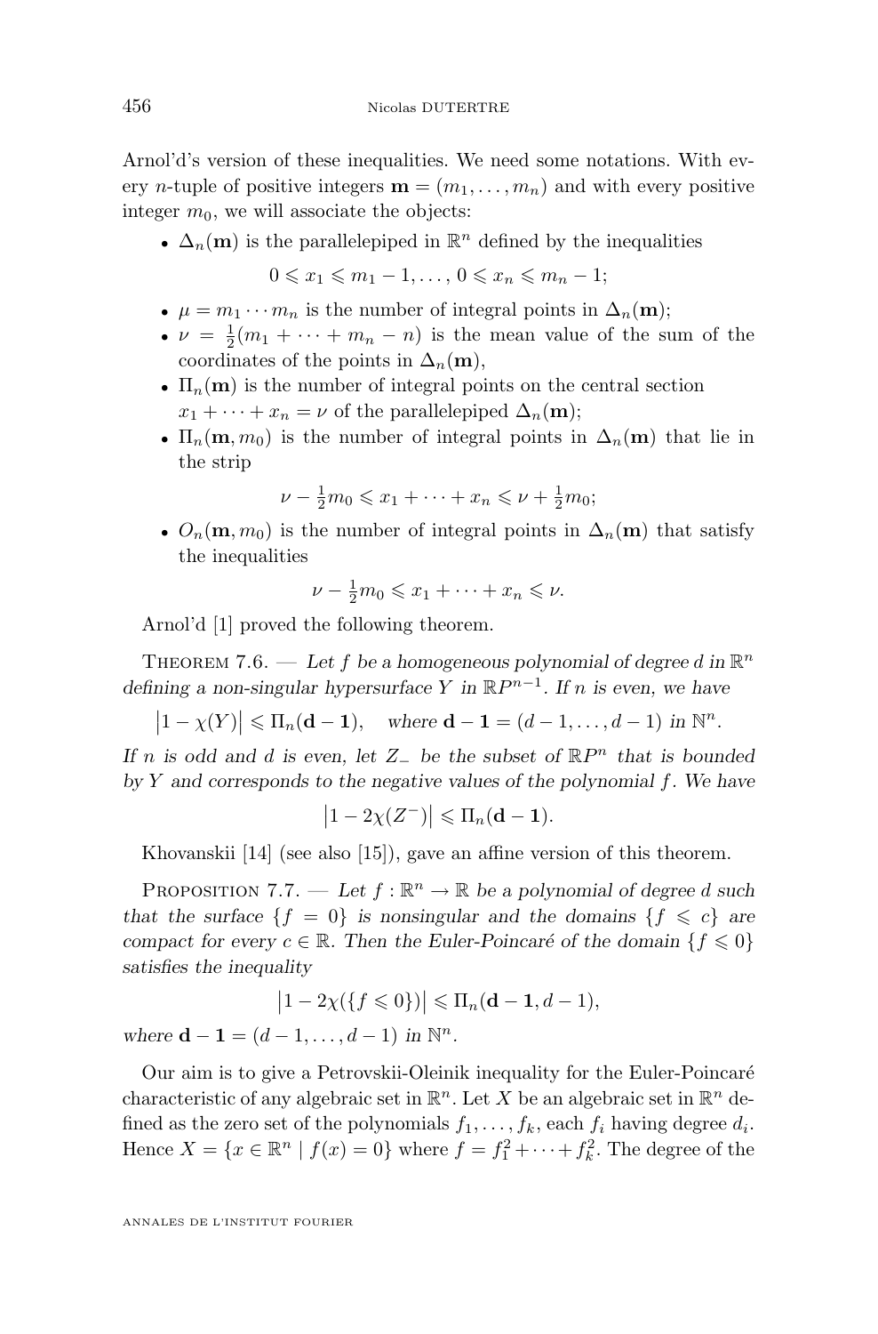Arnol'd's version of these inequalities. We need some notations. With every $n$-tuple of positive integers $\mathbf{m} = (m_1, \ldots, m_n)$ and with every positive integer $m_0$, we will associate the objects:

- $\Delta_n(\mathbf{m})$ is the parallelepiped in $\mathbb{R}^n$ defined by the inequalities
$$0 \leqslant x_1 \leqslant m_1 - 1, \ldots, 0 \leqslant x_n \leqslant m_n - 1;$$
- $\mu = m_1 \cdots m_n$ is the number of integral points in $\Delta_n(\mathbf{m})$;
- $\nu = \frac{1}{2}(m_1 + \cdots + m_n - n)$ is the mean value of the sum of the coordinates of the points in $\Delta_n(\mathbf{m})$,
- $\Pi_n(\mathbf{m})$ is the number of integral points on the central section $x_1 + \cdots + x_n = \nu$ of the parallelepiped $\Delta_n(\mathbf{m})$;
- $\Pi_n(\mathbf{m}, m_0)$ is the number of integral points in $\Delta_n(\mathbf{m})$ that lie in the strip
$$\nu - \tfrac{1}{2}m_0 \leqslant x_1 + \cdots + x_n \leqslant \nu + \tfrac{1}{2}m_0;$$
- $O_n(\mathbf{m}, m_0)$ is the number of integral points in $\Delta_n(\mathbf{m})$ that satisfy the inequalities
$$\nu - \tfrac{1}{2}m_0 \leqslant x_1 + \cdots + x_n \leqslant \nu.$$

Arnol'd [1] proved the following theorem.

Theorem 7.6. — *Let $f$ be a homogeneous polynomial of degree $d$ in $\mathbb{R}^n$ defining a non-singular hypersurface $Y$ in $\mathbb{R}P^{n-1}$. If $n$ is even, we have*
$$\left|1 - \chi(Y)\right| \leqslant \Pi_n(\mathbf{d-1}), \quad \text{where } \mathbf{d-1} = (d-1, \ldots, d-1) \text{ in } \mathbb{N}^n.$$
*If $n$ is odd and $d$ is even, let $Z_-$ be the subset of $\mathbb{R}P^n$ that is bounded by $Y$ and corresponds to the negative values of the polynomial $f$. We have*
$$\left|1 - 2\chi(Z^-)\right| \leqslant \Pi_n(\mathbf{d-1}).$$

Khovanskii [14] (see also [15]), gave an affine version of this theorem.

Proposition 7.7. — *Let $f : \mathbb{R}^n \to \mathbb{R}$ be a polynomial of degree $d$ such that the surface $\{f = 0\}$ is nonsingular and the domains $\{f \leqslant c\}$ are compact for every $c \in \mathbb{R}$. Then the Euler-Poincaré of the domain $\{f \leqslant 0\}$ satisfies the inequality*
$$\left|1 - 2\chi(\{f \leqslant 0\})\right| \leqslant \Pi_n(\mathbf{d-1}, d-1),$$
*where $\mathbf{d-1} = (d-1, \ldots, d-1)$ in $\mathbb{N}^n$.*

Our aim is to give a Petrovskii-Oleinik inequality for the Euler-Poincaré characteristic of any algebraic set in $\mathbb{R}^n$. Let $X$ be an algebraic set in $\mathbb{R}^n$ defined as the zero set of the polynomials $f_1, \ldots, f_k$, each $f_i$ having degree $d_i$. Hence $X = \{x \in \mathbb{R}^n \mid f(x) = 0\}$ where $f = f_1^2 + \cdots + f_k^2$. The degree of the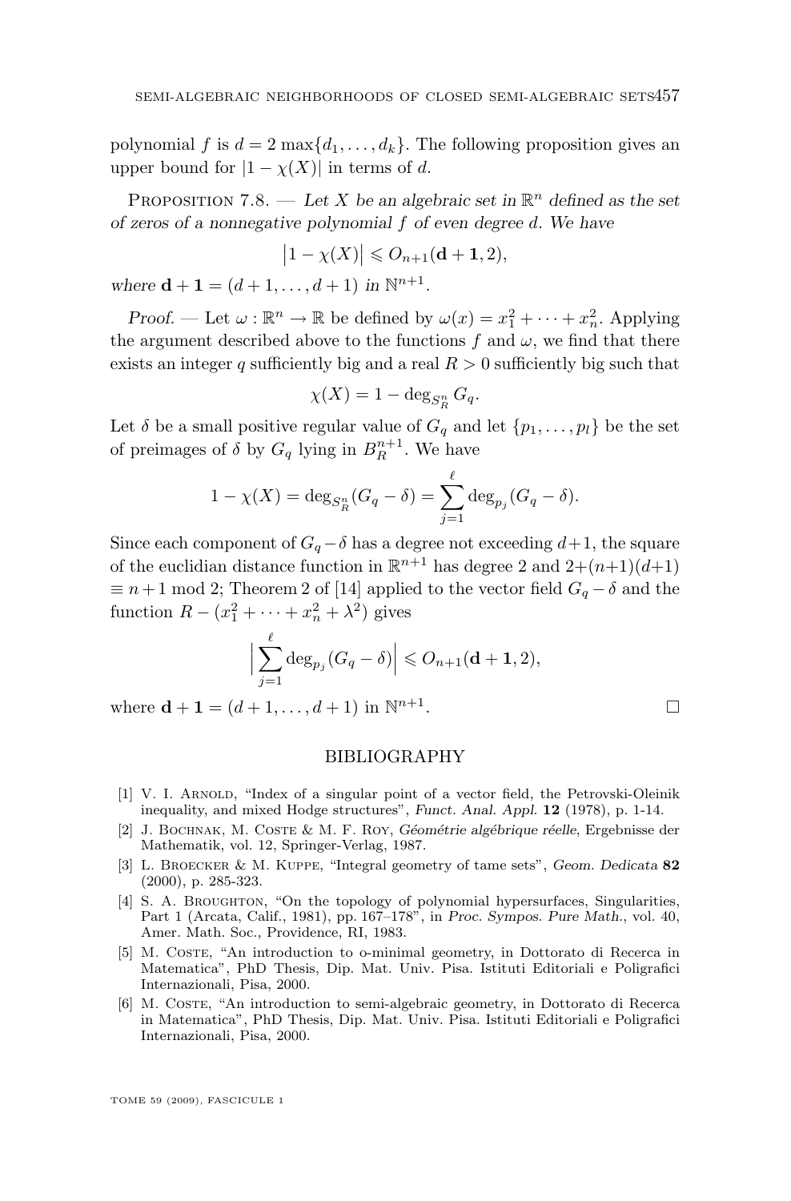polynomial $f$ is $d = 2\max\{d_1, \ldots, d_k\}$. The following proposition gives an upper bound for $|1 - \chi(X)|$ in terms of $d$.

Proposition 7.8. — *Let $X$ be an algebraic set in $\mathbb{R}^n$ defined as the set of zeros of a nonnegative polynomial $f$ of even degree $d$. We have*

$$\left|1 - \chi(X)\right| \leqslant O_{n+1}(\mathbf{d+1}, 2),$$

*where $\mathbf{d+1} = (d+1, \ldots, d+1)$ in $\mathbb{N}^{n+1}$.*

*Proof.* — Let $\omega : \mathbb{R}^n \to \mathbb{R}$ be defined by $\omega(x) = x_1^2 + \cdots + x_n^2$. Applying the argument described above to the functions $f$ and $\omega$, we find that there exists an integer $q$ sufficiently big and a real $R > 0$ sufficiently big such that

$$\chi(X) = 1 - \deg_{S_R^n} G_q.$$

Let $\delta$ be a small positive regular value of $G_q$ and let $\{p_1, \ldots, p_l\}$ be the set of preimages of $\delta$ by $G_q$ lying in $B_R^{n+1}$. We have

$$1 - \chi(X) = \deg_{S_R^n}(G_q - \delta) = \sum_{j=1}^{\ell} \deg_{p_j}(G_q - \delta).$$

Since each component of $G_q - \delta$ has a degree not exceeding $d+1$, the square of the euclidian distance function in $\mathbb{R}^{n+1}$ has degree 2 and $2 + (n+1)(d+1) \equiv n+1 \bmod 2$; Theorem 2 of [14] applied to the vector field $G_q - \delta$ and the function $R - (x_1^2 + \cdots + x_n^2 + \lambda^2)$ gives

$$\Big|\sum_{j=1}^{\ell} \deg_{p_j}(G_q - \delta)\Big| \leqslant O_{n+1}(\mathbf{d+1}, 2),$$

where $\mathbf{d+1} = (d+1, \ldots, d+1)$ in $\mathbb{N}^{n+1}$. □

## BIBLIOGRAPHY

[1] V. I. Arnold, "Index of a singular point of a vector field, the Petrovski-Oleinik inequality, and mixed Hodge structures", *Funct. Anal. Appl.* **12** (1978), p. 1-14.

[2] J. Bochnak, M. Coste & M. F. Roy, *Géométrie algébrique réelle*, Ergebnisse der Mathematik, vol. 12, Springer-Verlag, 1987.

[3] L. Broecker & M. Kuppe, "Integral geometry of tame sets", *Geom. Dedicata* **82** (2000), p. 285-323.

[4] S. A. Broughton, "On the topology of polynomial hypersurfaces, Singularities, Part 1 (Arcata, Calif., 1981), pp. 167–178", in *Proc. Sympos. Pure Math.*, vol. 40, Amer. Math. Soc., Providence, RI, 1983.

[5] M. Coste, "An introduction to o-minimal geometry, in Dottorato di Recerca in Matematica", PhD Thesis, Dip. Mat. Univ. Pisa. Istituti Editoriali e Poligrafici Internazionali, Pisa, 2000.

[6] M. Coste, "An introduction to semi-algebraic geometry, in Dottorato di Recerca in Matematica", PhD Thesis, Dip. Mat. Univ. Pisa. Istituti Editoriali e Poligrafici Internazionali, Pisa, 2000.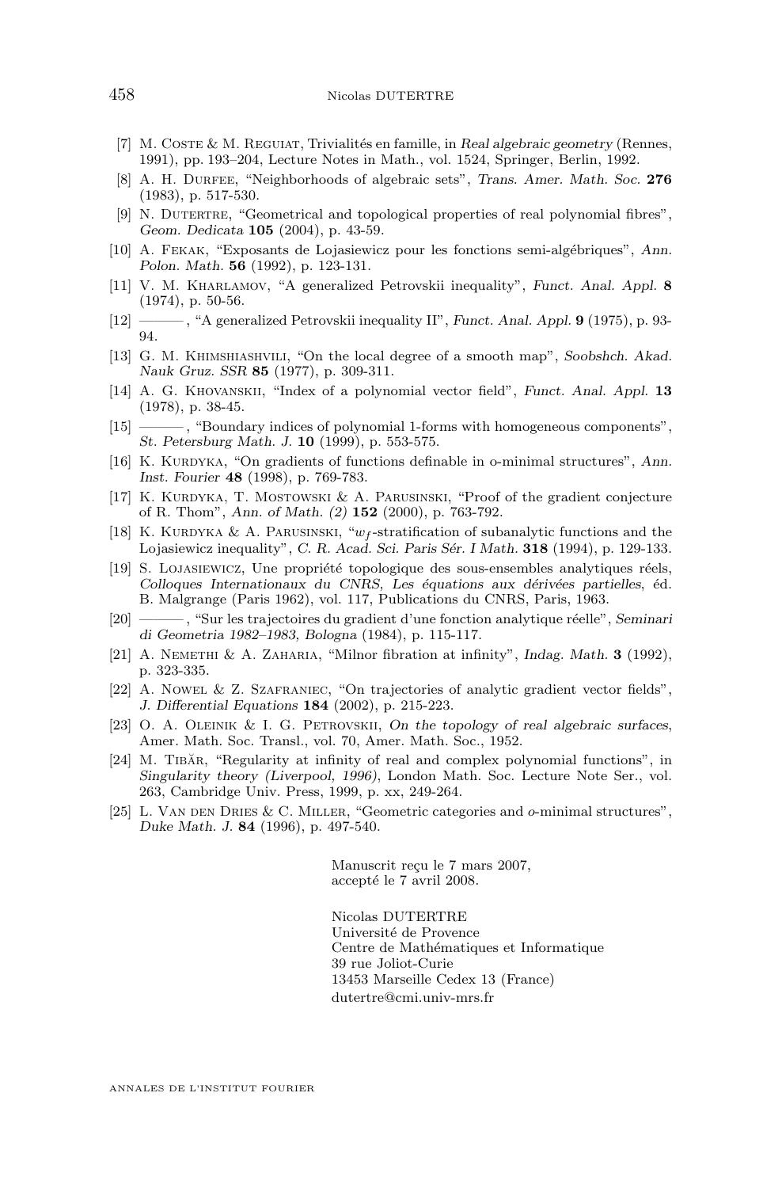[7] M. Coste & M. Reguiat, Trivialités en famille, in *Real algebraic geometry* (Rennes, 1991), pp. 193–204, Lecture Notes in Math., vol. 1524, Springer, Berlin, 1992.

[8] A. H. Durfee, "Neighborhoods of algebraic sets", *Trans. Amer. Math. Soc.* **276** (1983), p. 517-530.

[9] N. Dutertre, "Geometrical and topological properties of real polynomial fibres", *Geom. Dedicata* **105** (2004), p. 43-59.

[10] A. Fekak, "Exposants de Lojasiewicz pour les fonctions semi-algébriques", *Ann. Polon. Math.* **56** (1992), p. 123-131.

[11] V. M. Kharlamov, "A generalized Petrovskii inequality", *Funct. Anal. Appl.* **8** (1974), p. 50-56.

[12] ———, "A generalized Petrovskii inequality II", *Funct. Anal. Appl.* **9** (1975), p. 93-94.

[13] G. M. Khimshiashvili, "On the local degree of a smooth map", *Soobshch. Akad. Nauk Gruz. SSR* **85** (1977), p. 309-311.

[14] A. G. Khovanskii, "Index of a polynomial vector field", *Funct. Anal. Appl.* **13** (1978), p. 38-45.

[15] ———, "Boundary indices of polynomial 1-forms with homogeneous components", *St. Petersburg Math. J.* **10** (1999), p. 553-575.

[16] K. Kurdyka, "On gradients of functions definable in o-minimal structures", *Ann. Inst. Fourier* **48** (1998), p. 769-783.

[17] K. Kurdyka, T. Mostowski & A. Parusinski, "Proof of the gradient conjecture of R. Thom", *Ann. of Math. (2)* **152** (2000), p. 763-792.

[18] K. Kurdyka & A. Parusinski, "$w_f$-stratification of subanalytic functions and the Lojasiewicz inequality", *C. R. Acad. Sci. Paris Sér. I Math.* **318** (1994), p. 129-133.

[19] S. Lojasiewicz, Une propriété topologique des sous-ensembles analytiques réels, *Colloques Internationaux du CNRS, Les équations aux dérivées partielles*, éd. B. Malgrange (Paris 1962), vol. 117, Publications du CNRS, Paris, 1963.

[20] ———, "Sur les trajectoires du gradient d'une fonction analytique réelle", *Seminari di Geometria 1982–1983, Bologna* (1984), p. 115-117.

[21] A. Nemethi & A. Zaharia, "Milnor fibration at infinity", *Indag. Math.* **3** (1992), p. 323-335.

[22] A. Nowel & Z. Szafraniec, "On trajectories of analytic gradient vector fields", *J. Differential Equations* **184** (2002), p. 215-223.

[23] O. A. Oleinik & I. G. Petrovskii, *On the topology of real algebraic surfaces*, Amer. Math. Soc. Transl., vol. 70, Amer. Math. Soc., 1952.

[24] M. Tibăr, "Regularity at infinity of real and complex polynomial functions", in *Singularity theory (Liverpool, 1996)*, London Math. Soc. Lecture Note Ser., vol. 263, Cambridge Univ. Press, 1999, p. xx, 249-264.

[25] L. Van den Dries & C. Miller, "Geometric categories and *o*-minimal structures", *Duke Math. J.* **84** (1996), p. 497-540.

Manuscrit reçu le 7 mars 2007,
accepté le 7 avril 2008.

Nicolas DUTERTRE
Université de Provence
Centre de Mathématiques et Informatique
39 rue Joliot-Curie
13453 Marseille Cedex 13 (France)
dutertre@cmi.univ-mrs.fr